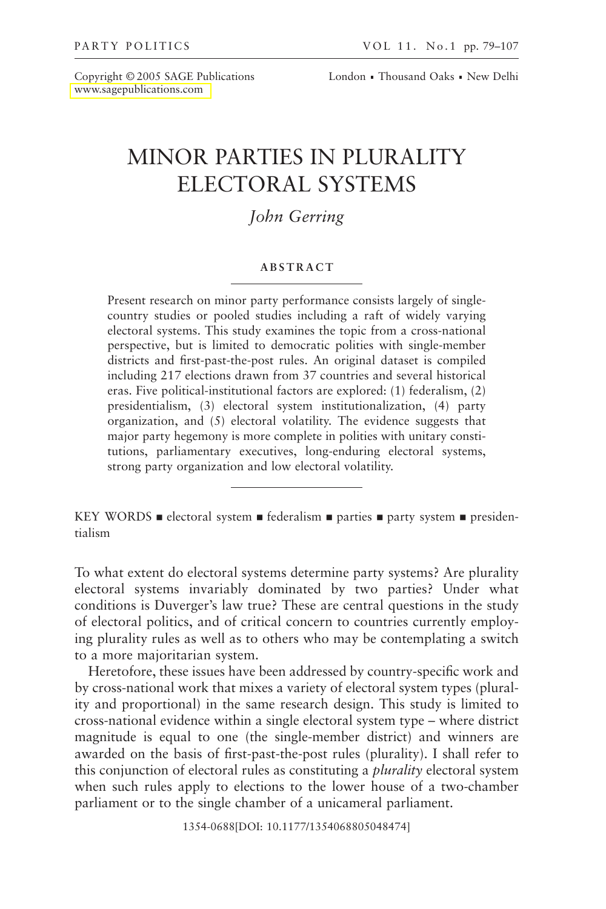Copyright © 2005 SAGE Publications
www.sagepublications.com

London ▪ Thousand Oaks ▪ New Delhi

# MINOR PARTIES IN PLURALITY ELECTORAL SYSTEMS

*John Gerring*

### ABSTRACT

Present research on minor party performance consists largely of single-country studies or pooled studies including a raft of widely varying electoral systems. This study examines the topic from a cross-national perspective, but is limited to democratic polities with single-member districts and first-past-the-post rules. An original dataset is compiled including 217 elections drawn from 37 countries and several historical eras. Five political-institutional factors are explored: (1) federalism, (2) presidentialism, (3) electoral system institutionalization, (4) party organization, and (5) electoral volatility. The evidence suggests that major party hegemony is more complete in polities with unitary constitutions, parliamentary executives, long-enduring electoral systems, strong party organization and low electoral volatility.

KEY WORDS ▪ electoral system ▪ federalism ▪ parties ▪ party system ▪ presidentialism

To what extent do electoral systems determine party systems? Are plurality electoral systems invariably dominated by two parties? Under what conditions is Duverger's law true? These are central questions in the study of electoral politics, and of critical concern to countries currently employing plurality rules as well as to others who may be contemplating a switch to a more majoritarian system.

Heretofore, these issues have been addressed by country-specific work and by cross-national work that mixes a variety of electoral system types (plurality and proportional) in the same research design. This study is limited to cross-national evidence within a single electoral system type – where district magnitude is equal to one (the single-member district) and winners are awarded on the basis of first-past-the-post rules (plurality). I shall refer to this conjunction of electoral rules as constituting a *plurality* electoral system when such rules apply to elections to the lower house of a two-chamber parliament or to the single chamber of a unicameral parliament.

1354-0688[DOI: 10.1177/1354068805048474]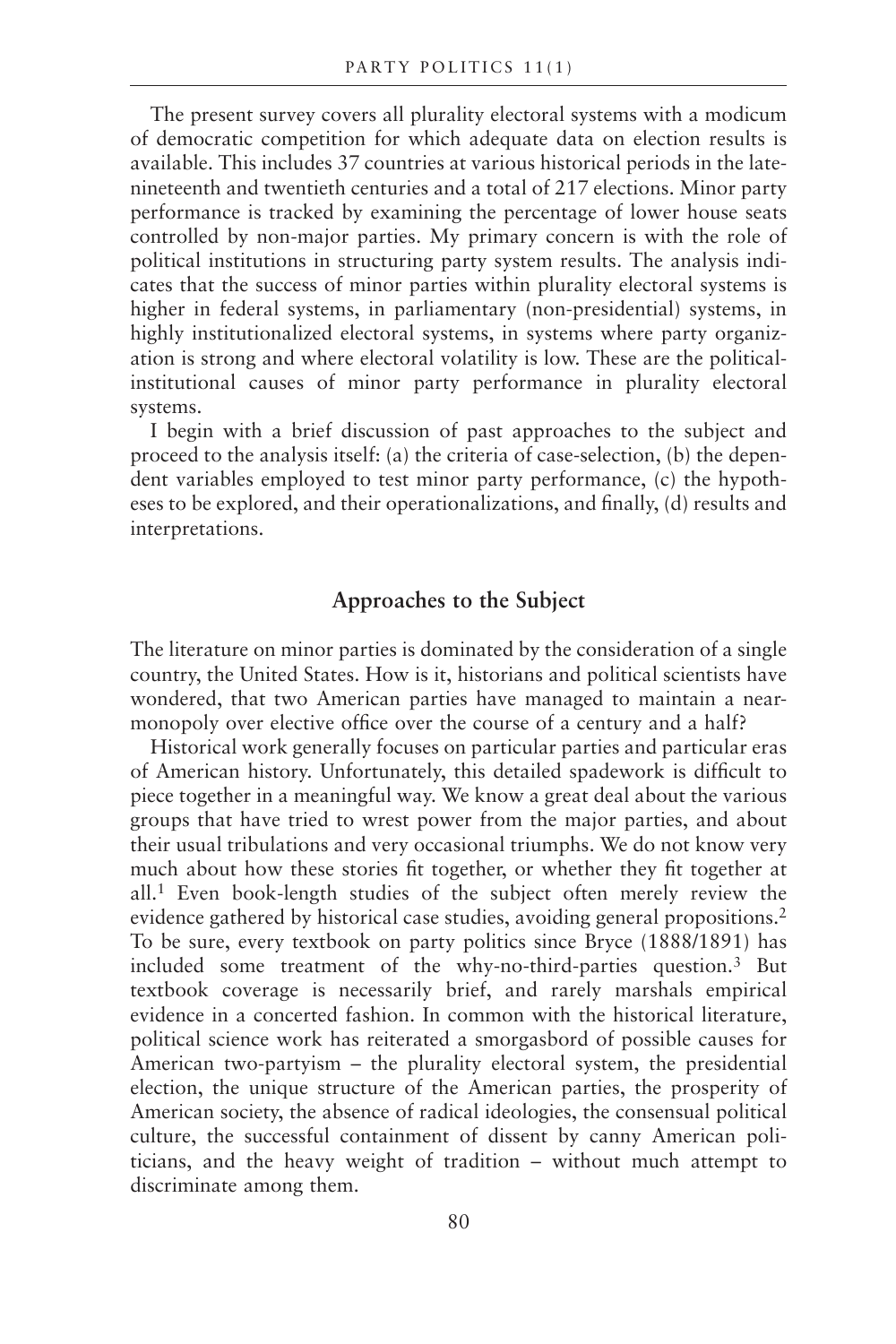The present survey covers all plurality electoral systems with a modicum of democratic competition for which adequate data on election results is available. This includes 37 countries at various historical periods in the late-nineteenth and twentieth centuries and a total of 217 elections. Minor party performance is tracked by examining the percentage of lower house seats controlled by non-major parties. My primary concern is with the role of political institutions in structuring party system results. The analysis indicates that the success of minor parties within plurality electoral systems is higher in federal systems, in parliamentary (non-presidential) systems, in highly institutionalized electoral systems, in systems where party organization is strong and where electoral volatility is low. These are the political-institutional causes of minor party performance in plurality electoral systems.

I begin with a brief discussion of past approaches to the subject and proceed to the analysis itself: (a) the criteria of case-selection, (b) the dependent variables employed to test minor party performance, (c) the hypotheses to be explored, and their operationalizations, and finally, (d) results and interpretations.

## Approaches to the Subject

The literature on minor parties is dominated by the consideration of a single country, the United States. How is it, historians and political scientists have wondered, that two American parties have managed to maintain a near-monopoly over elective office over the course of a century and a half?

Historical work generally focuses on particular parties and particular eras of American history. Unfortunately, this detailed spadework is difficult to piece together in a meaningful way. We know a great deal about the various groups that have tried to wrest power from the major parties, and about their usual tribulations and very occasional triumphs. We do not know very much about how these stories fit together, or whether they fit together at all.[1] Even book-length studies of the subject often merely review the evidence gathered by historical case studies, avoiding general propositions.[2] To be sure, every textbook on party politics since Bryce (1888/1891) has included some treatment of the why-no-third-parties question.[3] But textbook coverage is necessarily brief, and rarely marshals empirical evidence in a concerted fashion. In common with the historical literature, political science work has reiterated a smorgasbord of possible causes for American two-partyism – the plurality electoral system, the presidential election, the unique structure of the American parties, the prosperity of American society, the absence of radical ideologies, the consensual political culture, the successful containment of dissent by canny American politicians, and the heavy weight of tradition – without much attempt to discriminate among them.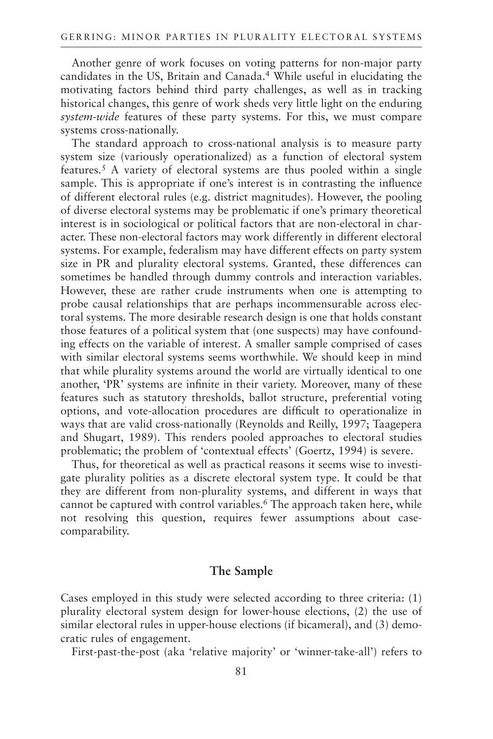Another genre of work focuses on voting patterns for non-major party candidates in the US, Britain and Canada.[4] While useful in elucidating the motivating factors behind third party challenges, as well as in tracking historical changes, this genre of work sheds very little light on the enduring *system-wide* features of these party systems. For this, we must compare systems cross-nationally.

The standard approach to cross-national analysis is to measure party system size (variously operationalized) as a function of electoral system features.[5] A variety of electoral systems are thus pooled within a single sample. This is appropriate if one's interest is in contrasting the influence of different electoral rules (e.g. district magnitudes). However, the pooling of diverse electoral systems may be problematic if one's primary theoretical interest is in sociological or political factors that are non-electoral in character. These non-electoral factors may work differently in different electoral systems. For example, federalism may have different effects on party system size in PR and plurality electoral systems. Granted, these differences can sometimes be handled through dummy controls and interaction variables. However, these are rather crude instruments when one is attempting to probe causal relationships that are perhaps incommensurable across electoral systems. The more desirable research design is one that holds constant those features of a political system that (one suspects) may have confounding effects on the variable of interest. A smaller sample comprised of cases with similar electoral systems seems worthwhile. We should keep in mind that while plurality systems around the world are virtually identical to one another, 'PR' systems are infinite in their variety. Moreover, many of these features such as statutory thresholds, ballot structure, preferential voting options, and vote-allocation procedures are difficult to operationalize in ways that are valid cross-nationally (Reynolds and Reilly, 1997; Taagepera and Shugart, 1989). This renders pooled approaches to electoral studies problematic; the problem of 'contextual effects' (Goertz, 1994) is severe.

Thus, for theoretical as well as practical reasons it seems wise to investigate plurality polities as a discrete electoral system type. It could be that they are different from non-plurality systems, and different in ways that cannot be captured with control variables.[6] The approach taken here, while not resolving this question, requires fewer assumptions about case-comparability.

## The Sample

Cases employed in this study were selected according to three criteria: (1) plurality electoral system design for lower-house elections, (2) the use of similar electoral rules in upper-house elections (if bicameral), and (3) democratic rules of engagement.

First-past-the-post (aka 'relative majority' or 'winner-take-all') refers to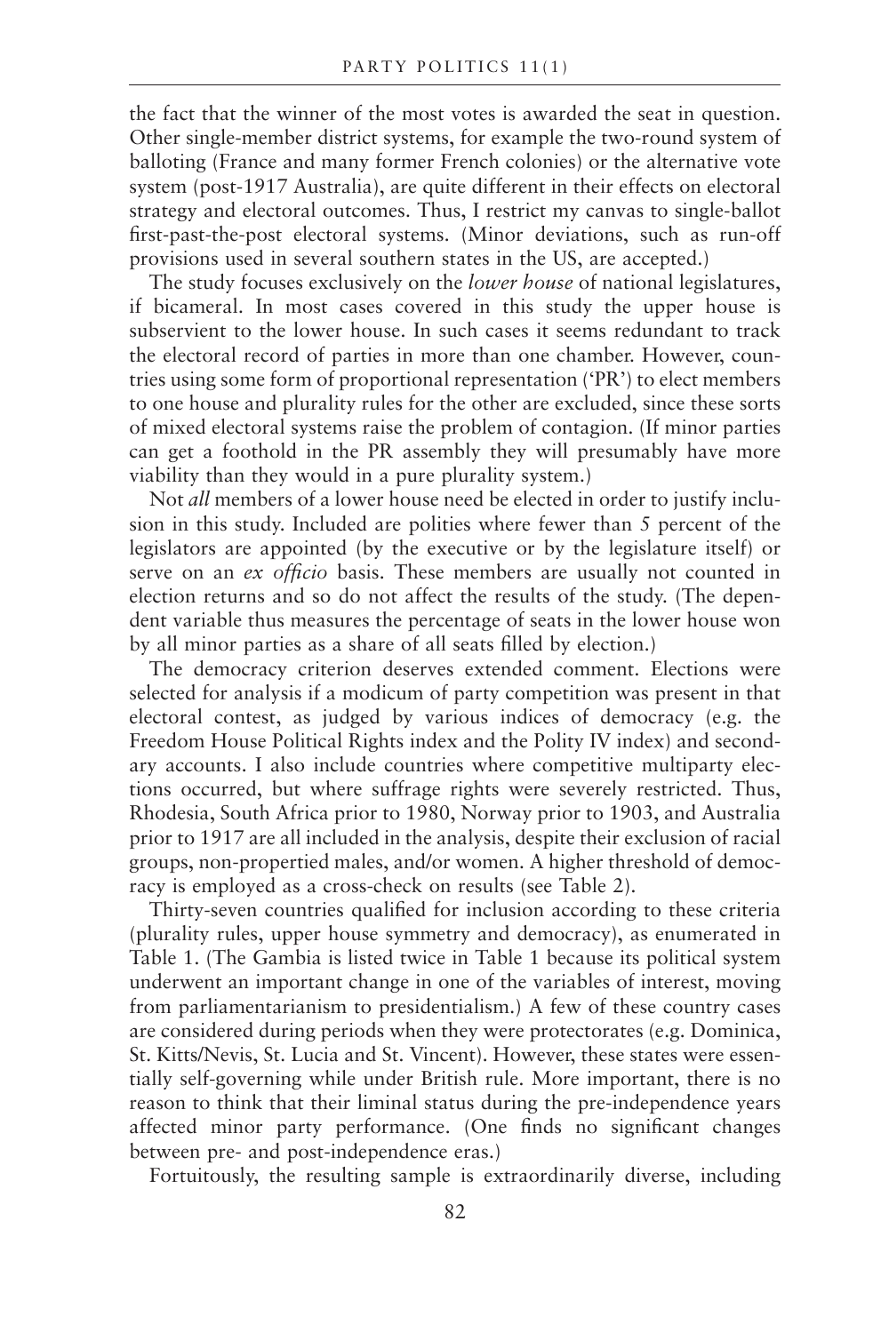the fact that the winner of the most votes is awarded the seat in question. Other single-member district systems, for example the two-round system of balloting (France and many former French colonies) or the alternative vote system (post-1917 Australia), are quite different in their effects on electoral strategy and electoral outcomes. Thus, I restrict my canvas to single-ballot first-past-the-post electoral systems. (Minor deviations, such as run-off provisions used in several southern states in the US, are accepted.)

The study focuses exclusively on the *lower house* of national legislatures, if bicameral. In most cases covered in this study the upper house is subservient to the lower house. In such cases it seems redundant to track the electoral record of parties in more than one chamber. However, countries using some form of proportional representation ('PR') to elect members to one house and plurality rules for the other are excluded, since these sorts of mixed electoral systems raise the problem of contagion. (If minor parties can get a foothold in the PR assembly they will presumably have more viability than they would in a pure plurality system.)

Not *all* members of a lower house need be elected in order to justify inclusion in this study. Included are polities where fewer than 5 percent of the legislators are appointed (by the executive or by the legislature itself) or serve on an *ex officio* basis. These members are usually not counted in election returns and so do not affect the results of the study. (The dependent variable thus measures the percentage of seats in the lower house won by all minor parties as a share of all seats filled by election.)

The democracy criterion deserves extended comment. Elections were selected for analysis if a modicum of party competition was present in that electoral contest, as judged by various indices of democracy (e.g. the Freedom House Political Rights index and the Polity IV index) and secondary accounts. I also include countries where competitive multiparty elections occurred, but where suffrage rights were severely restricted. Thus, Rhodesia, South Africa prior to 1980, Norway prior to 1903, and Australia prior to 1917 are all included in the analysis, despite their exclusion of racial groups, non-propertied males, and/or women. A higher threshold of democracy is employed as a cross-check on results (see Table 2).

Thirty-seven countries qualified for inclusion according to these criteria (plurality rules, upper house symmetry and democracy), as enumerated in Table 1. (The Gambia is listed twice in Table 1 because its political system underwent an important change in one of the variables of interest, moving from parliamentarianism to presidentialism.) A few of these country cases are considered during periods when they were protectorates (e.g. Dominica, St. Kitts/Nevis, St. Lucia and St. Vincent). However, these states were essentially self-governing while under British rule. More important, there is no reason to think that their liminal status during the pre-independence years affected minor party performance. (One finds no significant changes between pre- and post-independence eras.)

Fortuitously, the resulting sample is extraordinarily diverse, including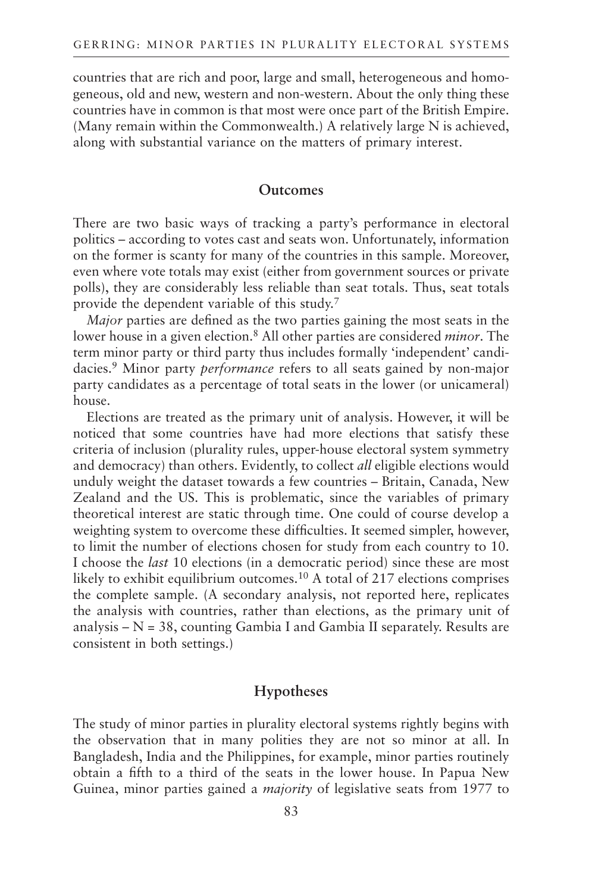countries that are rich and poor, large and small, heterogeneous and homogeneous, old and new, western and non-western. About the only thing these countries have in common is that most were once part of the British Empire. (Many remain within the Commonwealth.) A relatively large N is achieved, along with substantial variance on the matters of primary interest.

## Outcomes

There are two basic ways of tracking a party's performance in electoral politics – according to votes cast and seats won. Unfortunately, information on the former is scanty for many of the countries in this sample. Moreover, even where vote totals may exist (either from government sources or private polls), they are considerably less reliable than seat totals. Thus, seat totals provide the dependent variable of this study.[7]

*Major* parties are defined as the two parties gaining the most seats in the lower house in a given election.[8] All other parties are considered *minor*. The term minor party or third party thus includes formally 'independent' candidacies.[9] Minor party *performance* refers to all seats gained by non-major party candidates as a percentage of total seats in the lower (or unicameral) house.

Elections are treated as the primary unit of analysis. However, it will be noticed that some countries have had more elections that satisfy these criteria of inclusion (plurality rules, upper-house electoral system symmetry and democracy) than others. Evidently, to collect *all* eligible elections would unduly weight the dataset towards a few countries – Britain, Canada, New Zealand and the US. This is problematic, since the variables of primary theoretical interest are static through time. One could of course develop a weighting system to overcome these difficulties. It seemed simpler, however, to limit the number of elections chosen for study from each country to 10. I choose the *last* 10 elections (in a democratic period) since these are most likely to exhibit equilibrium outcomes.[10] A total of 217 elections comprises the complete sample. (A secondary analysis, not reported here, replicates the analysis with countries, rather than elections, as the primary unit of analysis – N = 38, counting Gambia I and Gambia II separately. Results are consistent in both settings.)

## Hypotheses

The study of minor parties in plurality electoral systems rightly begins with the observation that in many polities they are not so minor at all. In Bangladesh, India and the Philippines, for example, minor parties routinely obtain a fifth to a third of the seats in the lower house. In Papua New Guinea, minor parties gained a *majority* of legislative seats from 1977 to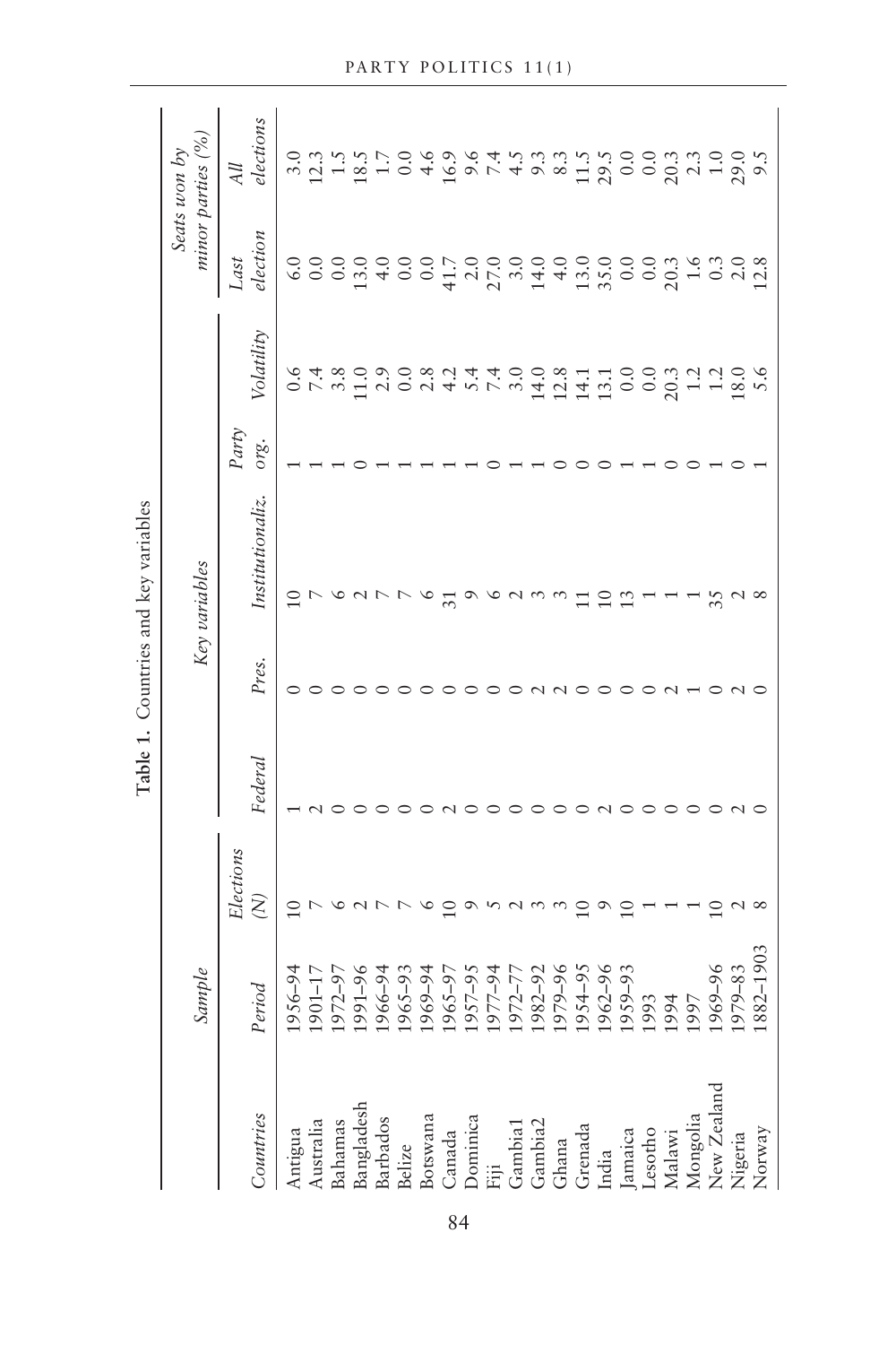**Table 1.** Countries and key variables

| | Sample | | Key variables | | | | | | Seats won by minor parties (%) | |
|---|---|---|---|---|---|---|---|---|---|---|
| Countries | Period | Elections (N) | Federal | Pres. | Institutionaliz. | Party org. | Volatility | | Last election | All elections |
| Antigua | 1956–94 | 10 | 1 | 0 | 10 | 1 | 0.6 | | 6.0 | 3.0 |
| Australia | 1901–17 | 7 | 2 | 0 | 7 | 1 | 7.4 | | 0.0 | 12.3 |
| Bahamas | 1972–97 | 6 | 0 | 0 | 6 | 1 | 3.8 | | 0.0 | 1.5 |
| Bangladesh | 1991–96 | 2 | 0 | 0 | 2 | 0 | 11.0 | | 13.0 | 18.5 |
| Barbados | 1966–94 | 7 | 0 | 0 | 7 | 1 | 2.9 | | 4.0 | 1.7 |
| Belize | 1965–93 | 7 | 0 | 0 | 7 | 1 | 0.0 | | 0.0 | 0.0 |
| Botswana | 1969–94 | 6 | 0 | 0 | 6 | 1 | 2.8 | | 0.0 | 4.6 |
| Canada | 1965–97 | 10 | 2 | 0 | 31 | 1 | 4.2 | | 41.7 | 16.9 |
| Dominica | 1957–95 | 9 | 0 | 0 | 9 | 1 | 5.4 | | 2.0 | 9.6 |
| Fiji | 1977–94 | 5 | 0 | 0 | 6 | 0 | 7.4 | | 27.0 | 7.4 |
| Gambia1 | 1972–77 | 2 | 0 | 0 | 2 | 1 | 3.0 | | 3.0 | 4.5 |
| Gambia2 | 1982–92 | 3 | 0 | 2 | 3 | 1 | 14.0 | | 14.0 | 9.3 |
| Ghana | 1979–96 | 3 | 0 | 2 | 3 | 0 | 12.8 | | 4.0 | 8.3 |
| Grenada | 1954–95 | 10 | 0 | 0 | 11 | 0 | 14.1 | | 13.0 | 11.5 |
| India | 1962–96 | 9 | 2 | 0 | 10 | 0 | 13.1 | | 35.0 | 29.5 |
| Jamaica | 1959–93 | 10 | 0 | 0 | 13 | 1 | 0.0 | | 0.0 | 0.0 |
| Lesotho | 1993 | 1 | 0 | 0 | 1 | 1 | 0.0 | | 0.0 | 0.0 |
| Malawi | 1994 | 1 | 0 | 2 | 1 | 0 | 20.3 | | 20.3 | 20.3 |
| Mongolia | 1997 | 1 | 0 | 1 | 1 | 0 | 1.2 | | 1.6 | 2.3 |
| New Zealand | 1969–96 | 10 | 0 | 0 | 35 | 1 | 1.2 | | 0.3 | 1.0 |
| Nigeria | 1979–83 | 2 | 2 | 2 | 2 | 0 | 18.0 | | 2.0 | 29.0 |
| Norway | 1882–1903 | 8 | 0 | 0 | 8 | 1 | 5.6 | | 12.8 | 9.5 |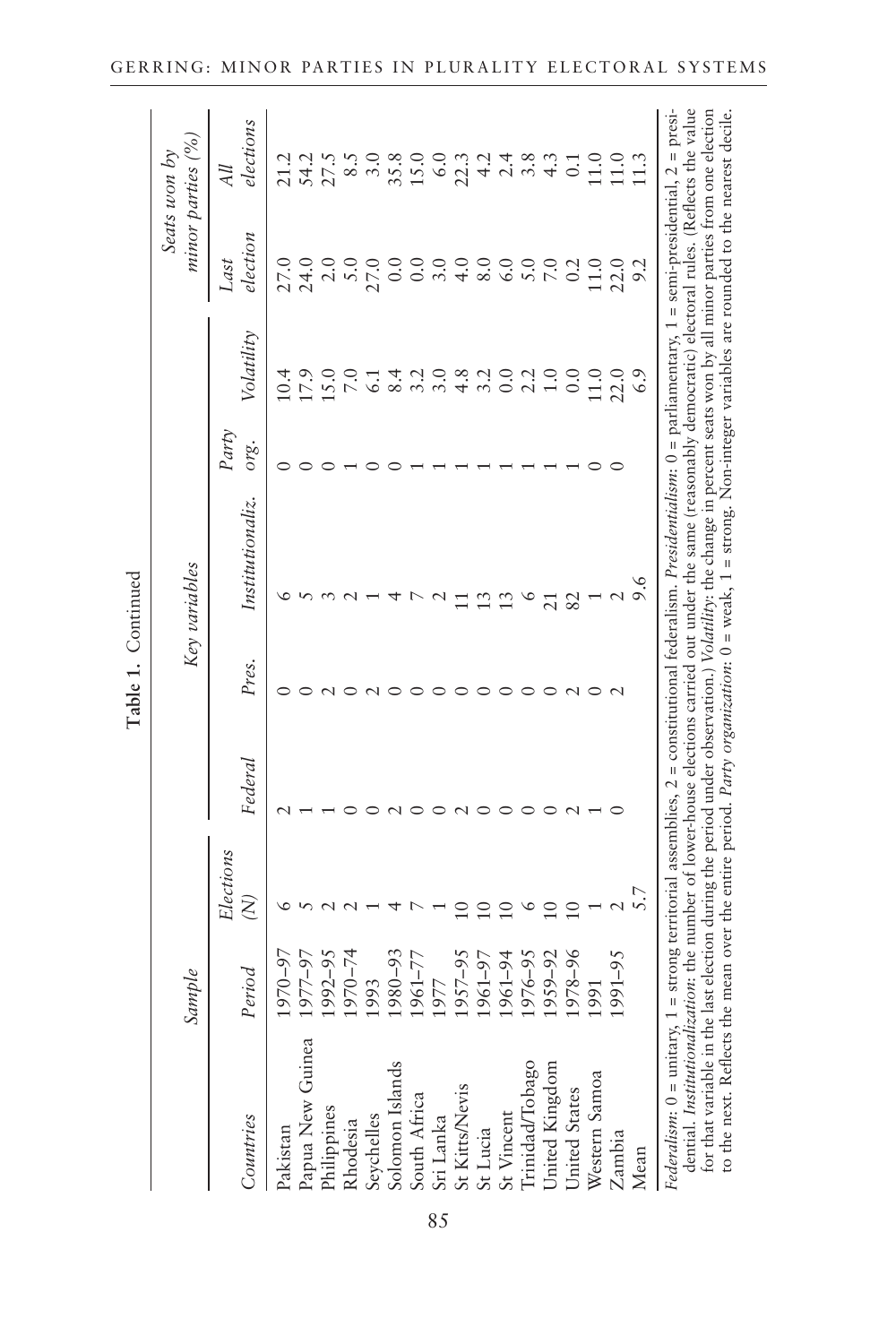**Table 1.** Continued

| Sample | | | Key variables | | | | | Seats won by minor parties (%) | |
|---|---|---|---|---|---|---|---|---|---|
| Countries | Period | Elections (N) | Federal | Pres. | Institutionaliz. | Party org. | Volatility | Last election | All elections |
| Pakistan | 1970–97 | 6 | 2 | 0 | 6 | 0 | 10.4 | 27.0 | 21.2 |
| Papua New Guinea | 1977–97 | 5 | 1 | 0 | 5 | 0 | 17.9 | 24.0 | 54.2 |
| Philippines | 1992–95 | 2 | 1 | 2 | 3 | 0 | 15.0 | 2.0 | 27.5 |
| Rhodesia | 1970–74 | 2 | 0 | 0 | 2 | 1 | 7.0 | 5.0 | 8.5 |
| Seychelles | 1993 | 1 | 0 | 2 | 1 | 0 | 6.1 | 27.0 | 3.0 |
| Solomon Islands | 1980–93 | 4 | 2 | 0 | 4 | 0 | 8.4 | 0.0 | 35.8 |
| South Africa | 1961–77 | 7 | 0 | 0 | 7 | 1 | 3.2 | 0.0 | 15.0 |
| Sri Lanka | 1977 | 1 | 0 | 0 | 2 | 1 | 3.0 | 3.0 | 6.0 |
| St Kitts/Nevis | 1957–95 | 10 | 2 | 0 | 11 | 1 | 4.8 | 4.0 | 22.3 |
| St Lucia | 1961–97 | 10 | 0 | 0 | 13 | 1 | 3.2 | 8.0 | 4.2 |
| St Vincent | 1961–94 | 10 | 0 | 0 | 13 | 1 | 0.0 | 6.0 | 2.4 |
| Trinidad/Tobago | 1976–95 | 6 | 0 | 0 | 6 | 1 | 2.2 | 5.0 | 3.8 |
| United Kingdom | 1959–92 | 10 | 0 | 0 | 21 | 1 | 1.0 | 7.0 | 4.3 |
| United States | 1978–96 | 10 | 2 | 2 | 82 | 1 | 0.0 | 0.2 | 0.1 |
| Western Samoa | 1991 | 1 | 1 | 0 | 1 | 0 | 11.0 | 11.0 | 11.0 |
| Zambia | 1991–95 | 2 | 0 | 2 | 2 | 0 | 22.0 | 22.0 | 11.0 |
| Mean | | 5.7 | | | 9.6 | | 6.9 | 9.2 | 11.3 |

*Federalism*: 0 = unitary, 1 = strong territorial assemblies, 2 = constitutional federalism. *Presidentialism*: 0 = parliamentary, 1 = semi-presidential, 2 = presidential. *Institutionalization*: the number of lower-house elections carried out under the same (reasonably democratic) electoral rules. (Reflects the value for that variable in the last election during the period under observation.) *Volatility*: the change in percent seats won by all minor parties from one election to the next. Reflects the mean over the entire period. *Party organization*: 0 = weak, 1 = strong. Non-integer variables are rounded to the nearest decile.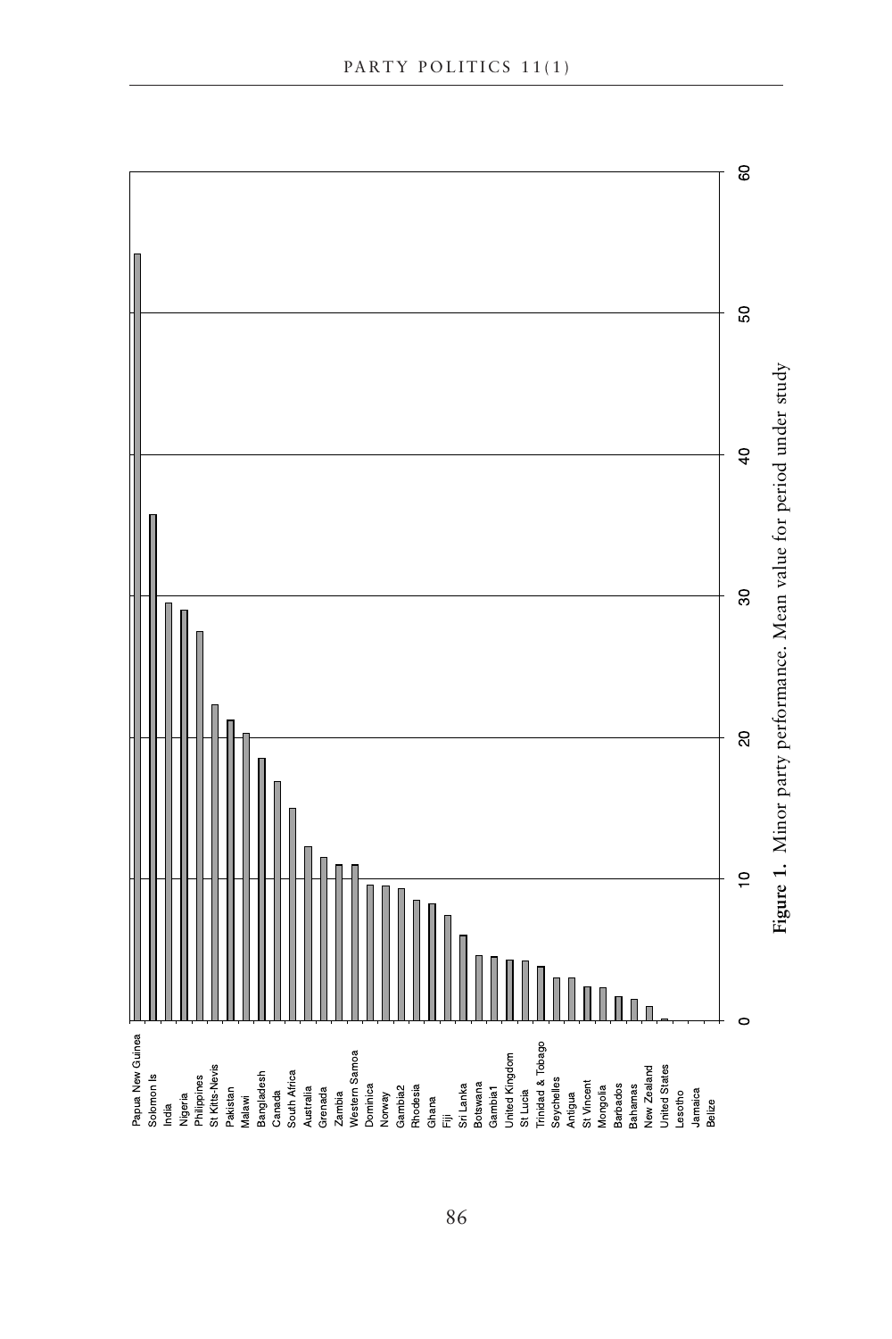Papua New Guinea
Solomon Is
India
Nigeria
Philippines
St Kitts-Nevis
Pakistan
Malawi
Bangladesh
Canada
South Africa
Australia
Grenada
Zambia
Western Samoa
Dominica
Norway
Gambia2
Rhodesia
Ghana
Fiji
Sri Lanka
Botswana
Gambia1
United Kingdom
St Lucia
Trinidad & Tobago
Seychelles
Antigua
St Vincent
Mongolia
Barbados
Bahamas
New Zealand
United States
Lesotho
Jamaica
Belize

0
10
20
30
40
50
60

**Figure 1.** Minor party performance. Mean value for period under study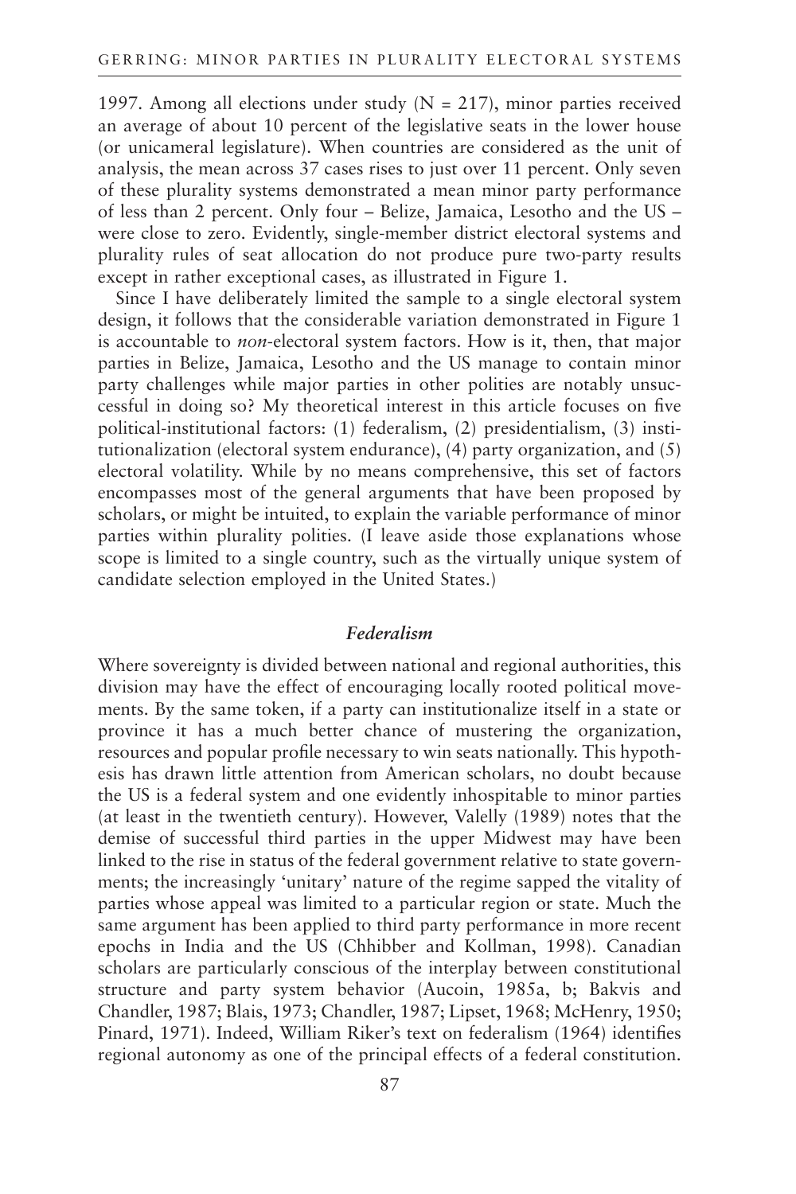1997. Among all elections under study (N = 217), minor parties received an average of about 10 percent of the legislative seats in the lower house (or unicameral legislature). When countries are considered as the unit of analysis, the mean across 37 cases rises to just over 11 percent. Only seven of these plurality systems demonstrated a mean minor party performance of less than 2 percent. Only four – Belize, Jamaica, Lesotho and the US – were close to zero. Evidently, single-member district electoral systems and plurality rules of seat allocation do not produce pure two-party results except in rather exceptional cases, as illustrated in Figure 1.

Since I have deliberately limited the sample to a single electoral system design, it follows that the considerable variation demonstrated in Figure 1 is accountable to *non*-electoral system factors. How is it, then, that major parties in Belize, Jamaica, Lesotho and the US manage to contain minor party challenges while major parties in other polities are notably unsuccessful in doing so? My theoretical interest in this article focuses on five political-institutional factors: (1) federalism, (2) presidentialism, (3) institutionalization (electoral system endurance), (4) party organization, and (5) electoral volatility. While by no means comprehensive, this set of factors encompasses most of the general arguments that have been proposed by scholars, or might be intuited, to explain the variable performance of minor parties within plurality polities. (I leave aside those explanations whose scope is limited to a single country, such as the virtually unique system of candidate selection employed in the United States.)

### *Federalism*

Where sovereignty is divided between national and regional authorities, this division may have the effect of encouraging locally rooted political movements. By the same token, if a party can institutionalize itself in a state or province it has a much better chance of mustering the organization, resources and popular profile necessary to win seats nationally. This hypothesis has drawn little attention from American scholars, no doubt because the US is a federal system and one evidently inhospitable to minor parties (at least in the twentieth century). However, Valelly (1989) notes that the demise of successful third parties in the upper Midwest may have been linked to the rise in status of the federal government relative to state governments; the increasingly 'unitary' nature of the regime sapped the vitality of parties whose appeal was limited to a particular region or state. Much the same argument has been applied to third party performance in more recent epochs in India and the US (Chhibber and Kollman, 1998). Canadian scholars are particularly conscious of the interplay between constitutional structure and party system behavior (Aucoin, 1985a, b; Bakvis and Chandler, 1987; Blais, 1973; Chandler, 1987; Lipset, 1968; McHenry, 1950; Pinard, 1971). Indeed, William Riker's text on federalism (1964) identifies regional autonomy as one of the principal effects of a federal constitution.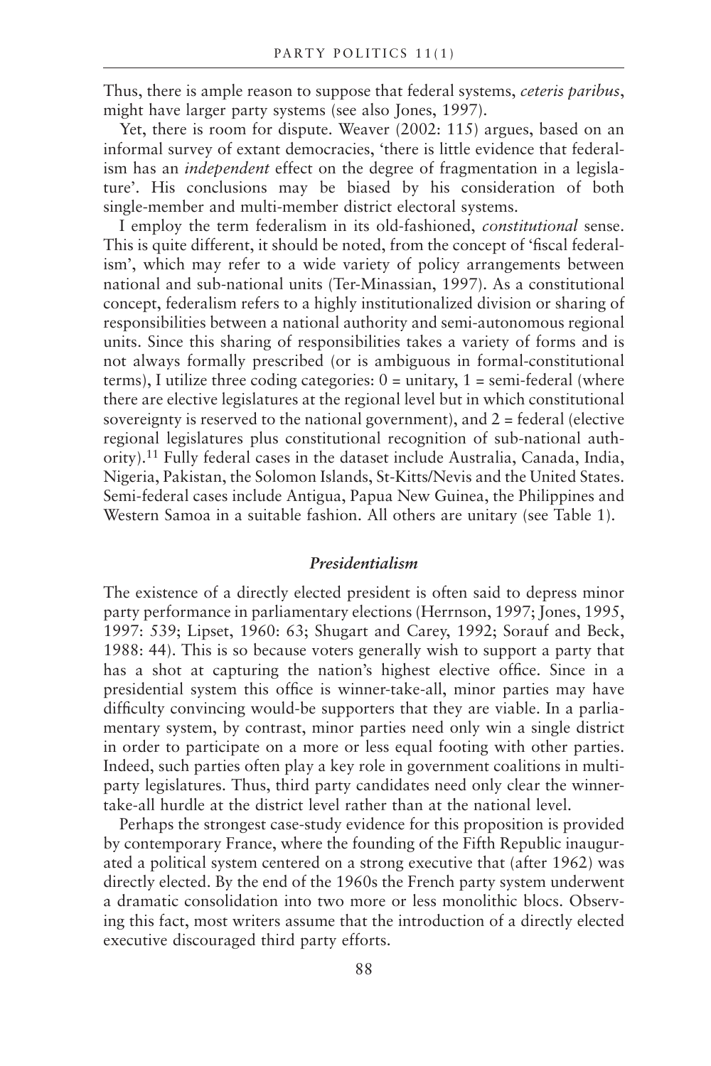Thus, there is ample reason to suppose that federal systems, *ceteris paribus*, might have larger party systems (see also Jones, 1997).

Yet, there is room for dispute. Weaver (2002: 115) argues, based on an informal survey of extant democracies, 'there is little evidence that federalism has an *independent* effect on the degree of fragmentation in a legislature'. His conclusions may be biased by his consideration of both single-member and multi-member district electoral systems.

I employ the term federalism in its old-fashioned, *constitutional* sense. This is quite different, it should be noted, from the concept of 'fiscal federalism', which may refer to a wide variety of policy arrangements between national and sub-national units (Ter-Minassian, 1997). As a constitutional concept, federalism refers to a highly institutionalized division or sharing of responsibilities between a national authority and semi-autonomous regional units. Since this sharing of responsibilities takes a variety of forms and is not always formally prescribed (or is ambiguous in formal-constitutional terms), I utilize three coding categories: 0 = unitary, 1 = semi-federal (where there are elective legislatures at the regional level but in which constitutional sovereignty is reserved to the national government), and 2 = federal (elective regional legislatures plus constitutional recognition of sub-national authority).[11] Fully federal cases in the dataset include Australia, Canada, India, Nigeria, Pakistan, the Solomon Islands, St-Kitts/Nevis and the United States. Semi-federal cases include Antigua, Papua New Guinea, the Philippines and Western Samoa in a suitable fashion. All others are unitary (see Table 1).

### *Presidentialism*

The existence of a directly elected president is often said to depress minor party performance in parliamentary elections (Herrnson, 1997; Jones, 1995, 1997: 539; Lipset, 1960: 63; Shugart and Carey, 1992; Sorauf and Beck, 1988: 44). This is so because voters generally wish to support a party that has a shot at capturing the nation's highest elective office. Since in a presidential system this office is winner-take-all, minor parties may have difficulty convincing would-be supporters that they are viable. In a parliamentary system, by contrast, minor parties need only win a single district in order to participate on a more or less equal footing with other parties. Indeed, such parties often play a key role in government coalitions in multiparty legislatures. Thus, third party candidates need only clear the winner-take-all hurdle at the district level rather than at the national level.

Perhaps the strongest case-study evidence for this proposition is provided by contemporary France, where the founding of the Fifth Republic inaugurated a political system centered on a strong executive that (after 1962) was directly elected. By the end of the 1960s the French party system underwent a dramatic consolidation into two more or less monolithic blocs. Observing this fact, most writers assume that the introduction of a directly elected executive discouraged third party efforts.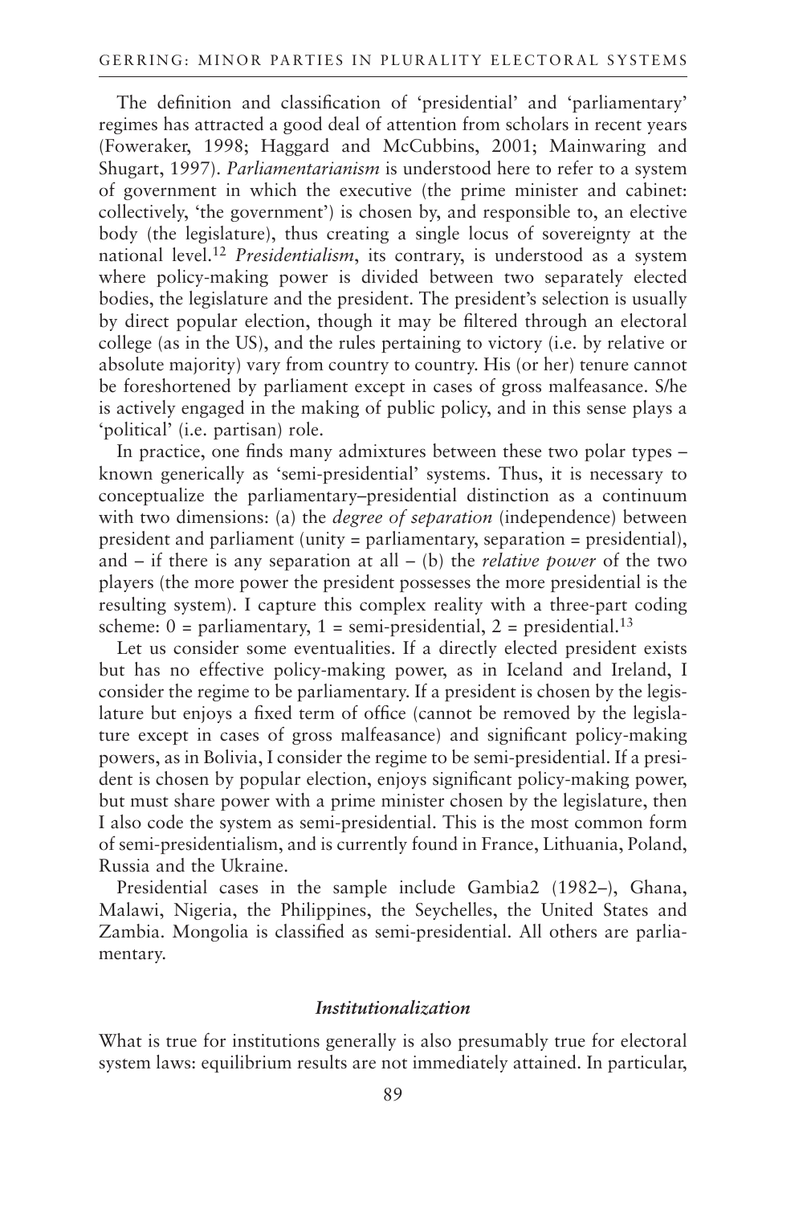The definition and classification of 'presidential' and 'parliamentary' regimes has attracted a good deal of attention from scholars in recent years (Foweraker, 1998; Haggard and McCubbins, 2001; Mainwaring and Shugart, 1997). *Parliamentarianism* is understood here to refer to a system of government in which the executive (the prime minister and cabinet: collectively, 'the government') is chosen by, and responsible to, an elective body (the legislature), thus creating a single locus of sovereignty at the national level.[12] *Presidentialism*, its contrary, is understood as a system where policy-making power is divided between two separately elected bodies, the legislature and the president. The president's selection is usually by direct popular election, though it may be filtered through an electoral college (as in the US), and the rules pertaining to victory (i.e. by relative or absolute majority) vary from country to country. His (or her) tenure cannot be foreshortened by parliament except in cases of gross malfeasance. S/he is actively engaged in the making of public policy, and in this sense plays a 'political' (i.e. partisan) role.

In practice, one finds many admixtures between these two polar types – known generically as 'semi-presidential' systems. Thus, it is necessary to conceptualize the parliamentary–presidential distinction as a continuum with two dimensions: (a) the *degree of separation* (independence) between president and parliament (unity = parliamentary, separation = presidential), and – if there is any separation at all – (b) the *relative power* of the two players (the more power the president possesses the more presidential is the resulting system). I capture this complex reality with a three-part coding scheme: 0 = parliamentary, 1 = semi-presidential, 2 = presidential.[13]

Let us consider some eventualities. If a directly elected president exists but has no effective policy-making power, as in Iceland and Ireland, I consider the regime to be parliamentary. If a president is chosen by the legislature but enjoys a fixed term of office (cannot be removed by the legislature except in cases of gross malfeasance) and significant policy-making powers, as in Bolivia, I consider the regime to be semi-presidential. If a president is chosen by popular election, enjoys significant policy-making power, but must share power with a prime minister chosen by the legislature, then I also code the system as semi-presidential. This is the most common form of semi-presidentialism, and is currently found in France, Lithuania, Poland, Russia and the Ukraine.

Presidential cases in the sample include Gambia2 (1982–), Ghana, Malawi, Nigeria, the Philippines, the Seychelles, the United States and Zambia. Mongolia is classified as semi-presidential. All others are parliamentary.

### *Institutionalization*

What is true for institutions generally is also presumably true for electoral system laws: equilibrium results are not immediately attained. In particular,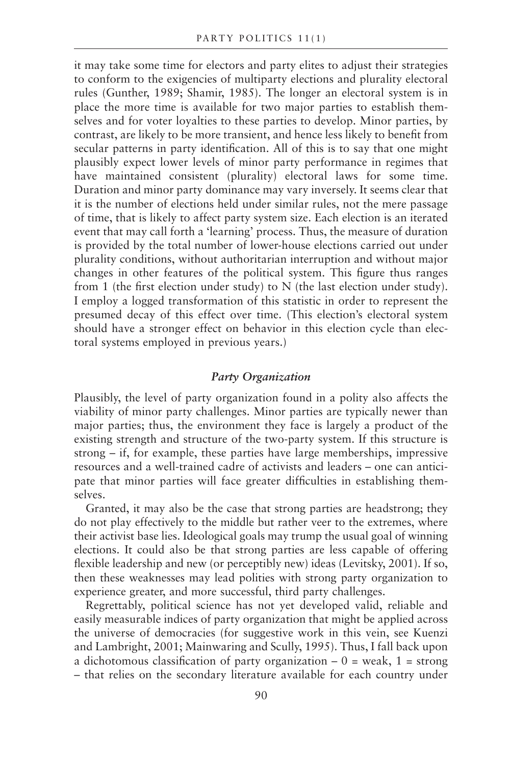it may take some time for electors and party elites to adjust their strategies to conform to the exigencies of multiparty elections and plurality electoral rules (Gunther, 1989; Shamir, 1985). The longer an electoral system is in place the more time is available for two major parties to establish themselves and for voter loyalties to these parties to develop. Minor parties, by contrast, are likely to be more transient, and hence less likely to benefit from secular patterns in party identification. All of this is to say that one might plausibly expect lower levels of minor party performance in regimes that have maintained consistent (plurality) electoral laws for some time. Duration and minor party dominance may vary inversely. It seems clear that it is the number of elections held under similar rules, not the mere passage of time, that is likely to affect party system size. Each election is an iterated event that may call forth a 'learning' process. Thus, the measure of duration is provided by the total number of lower-house elections carried out under plurality conditions, without authoritarian interruption and without major changes in other features of the political system. This figure thus ranges from 1 (the first election under study) to N (the last election under study). I employ a logged transformation of this statistic in order to represent the presumed decay of this effect over time. (This election's electoral system should have a stronger effect on behavior in this election cycle than electoral systems employed in previous years.)

### *Party Organization*

Plausibly, the level of party organization found in a polity also affects the viability of minor party challenges. Minor parties are typically newer than major parties; thus, the environment they face is largely a product of the existing strength and structure of the two-party system. If this structure is strong – if, for example, these parties have large memberships, impressive resources and a well-trained cadre of activists and leaders – one can anticipate that minor parties will face greater difficulties in establishing themselves.

Granted, it may also be the case that strong parties are headstrong; they do not play effectively to the middle but rather veer to the extremes, where their activist base lies. Ideological goals may trump the usual goal of winning elections. It could also be that strong parties are less capable of offering flexible leadership and new (or perceptibly new) ideas (Levitsky, 2001). If so, then these weaknesses may lead polities with strong party organization to experience greater, and more successful, third party challenges.

Regrettably, political science has not yet developed valid, reliable and easily measurable indices of party organization that might be applied across the universe of democracies (for suggestive work in this vein, see Kuenzi and Lambright, 2001; Mainwaring and Scully, 1995). Thus, I fall back upon a dichotomous classification of party organization – 0 = weak, 1 = strong – that relies on the secondary literature available for each country under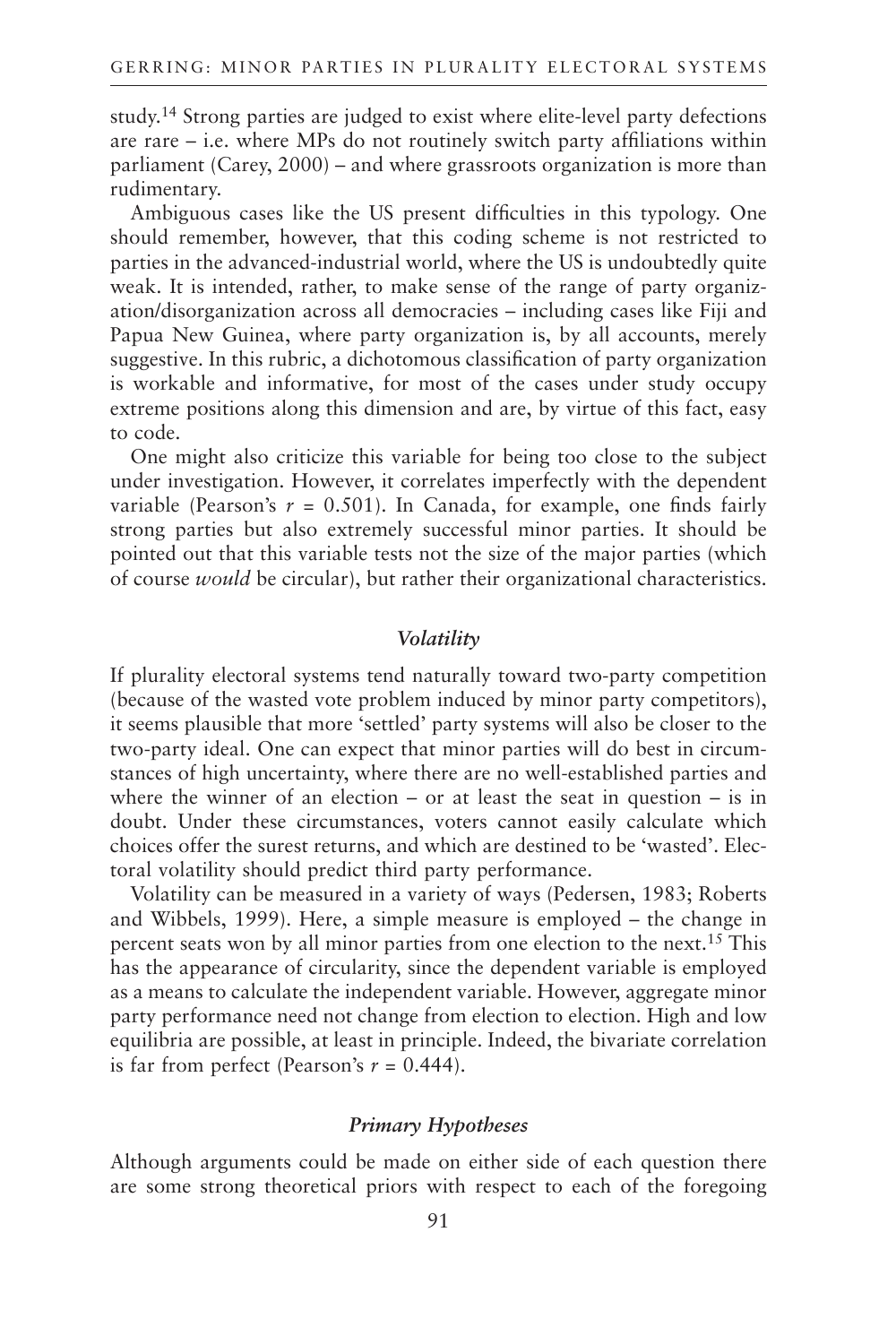study.[14] Strong parties are judged to exist where elite-level party defections are rare – i.e. where MPs do not routinely switch party affiliations within parliament (Carey, 2000) – and where grassroots organization is more than rudimentary.

Ambiguous cases like the US present difficulties in this typology. One should remember, however, that this coding scheme is not restricted to parties in the advanced-industrial world, where the US is undoubtedly quite weak. It is intended, rather, to make sense of the range of party organization/disorganization across all democracies – including cases like Fiji and Papua New Guinea, where party organization is, by all accounts, merely suggestive. In this rubric, a dichotomous classification of party organization is workable and informative, for most of the cases under study occupy extreme positions along this dimension and are, by virtue of this fact, easy to code.

One might also criticize this variable for being too close to the subject under investigation. However, it correlates imperfectly with the dependent variable (Pearson's $r = 0.501$). In Canada, for example, one finds fairly strong parties but also extremely successful minor parties. It should be pointed out that this variable tests not the size of the major parties (which of course *would* be circular), but rather their organizational characteristics.

### *Volatility*

If plurality electoral systems tend naturally toward two-party competition (because of the wasted vote problem induced by minor party competitors), it seems plausible that more 'settled' party systems will also be closer to the two-party ideal. One can expect that minor parties will do best in circumstances of high uncertainty, where there are no well-established parties and where the winner of an election – or at least the seat in question – is in doubt. Under these circumstances, voters cannot easily calculate which choices offer the surest returns, and which are destined to be 'wasted'. Electoral volatility should predict third party performance.

Volatility can be measured in a variety of ways (Pedersen, 1983; Roberts and Wibbels, 1999). Here, a simple measure is employed – the change in percent seats won by all minor parties from one election to the next.[15] This has the appearance of circularity, since the dependent variable is employed as a means to calculate the independent variable. However, aggregate minor party performance need not change from election to election. High and low equilibria are possible, at least in principle. Indeed, the bivariate correlation is far from perfect (Pearson's $r = 0.444$).

### *Primary Hypotheses*

Although arguments could be made on either side of each question there are some strong theoretical priors with respect to each of the foregoing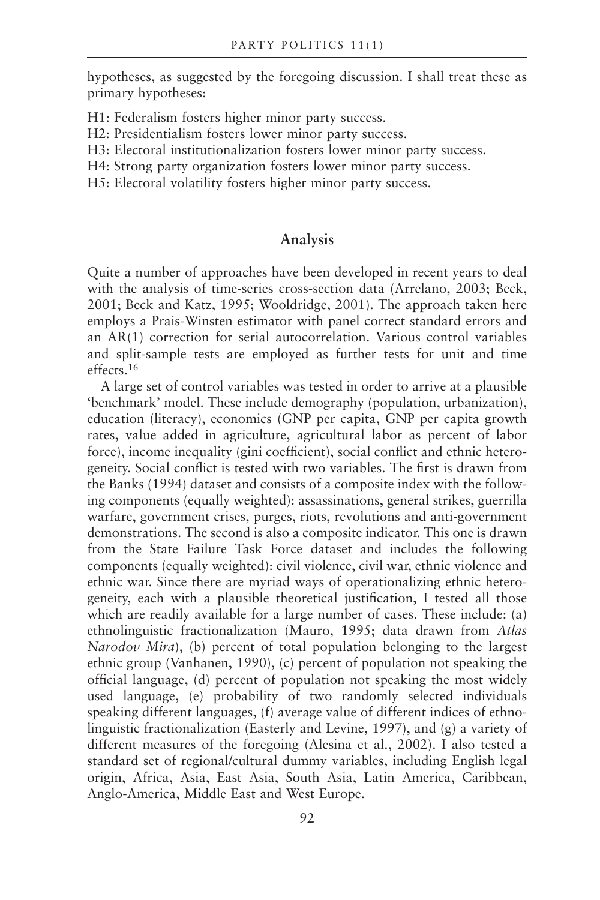hypotheses, as suggested by the foregoing discussion. I shall treat these as primary hypotheses:

H1: Federalism fosters higher minor party success.
H2: Presidentialism fosters lower minor party success.
H3: Electoral institutionalization fosters lower minor party success.
H4: Strong party organization fosters lower minor party success.
H5: Electoral volatility fosters higher minor party success.

## Analysis

Quite a number of approaches have been developed in recent years to deal with the analysis of time-series cross-section data (Arrelano, 2003; Beck, 2001; Beck and Katz, 1995; Wooldridge, 2001). The approach taken here employs a Prais-Winsten estimator with panel correct standard errors and an AR(1) correction for serial autocorrelation. Various control variables and split-sample tests are employed as further tests for unit and time effects.[16]

A large set of control variables was tested in order to arrive at a plausible 'benchmark' model. These include demography (population, urbanization), education (literacy), economics (GNP per capita, GNP per capita growth rates, value added in agriculture, agricultural labor as percent of labor force), income inequality (gini coefficient), social conflict and ethnic heterogeneity. Social conflict is tested with two variables. The first is drawn from the Banks (1994) dataset and consists of a composite index with the following components (equally weighted): assassinations, general strikes, guerrilla warfare, government crises, purges, riots, revolutions and anti-government demonstrations. The second is also a composite indicator. This one is drawn from the State Failure Task Force dataset and includes the following components (equally weighted): civil violence, civil war, ethnic violence and ethnic war. Since there are myriad ways of operationalizing ethnic heterogeneity, each with a plausible theoretical justification, I tested all those which are readily available for a large number of cases. These include: (a) ethnolinguistic fractionalization (Mauro, 1995; data drawn from *Atlas Narodov Mira*), (b) percent of total population belonging to the largest ethnic group (Vanhanen, 1990), (c) percent of population not speaking the official language, (d) percent of population not speaking the most widely used language, (e) probability of two randomly selected individuals speaking different languages, (f) average value of different indices of ethnolinguistic fractionalization (Easterly and Levine, 1997), and (g) a variety of different measures of the foregoing (Alesina et al., 2002). I also tested a standard set of regional/cultural dummy variables, including English legal origin, Africa, Asia, East Asia, South Asia, Latin America, Caribbean, Anglo-America, Middle East and West Europe.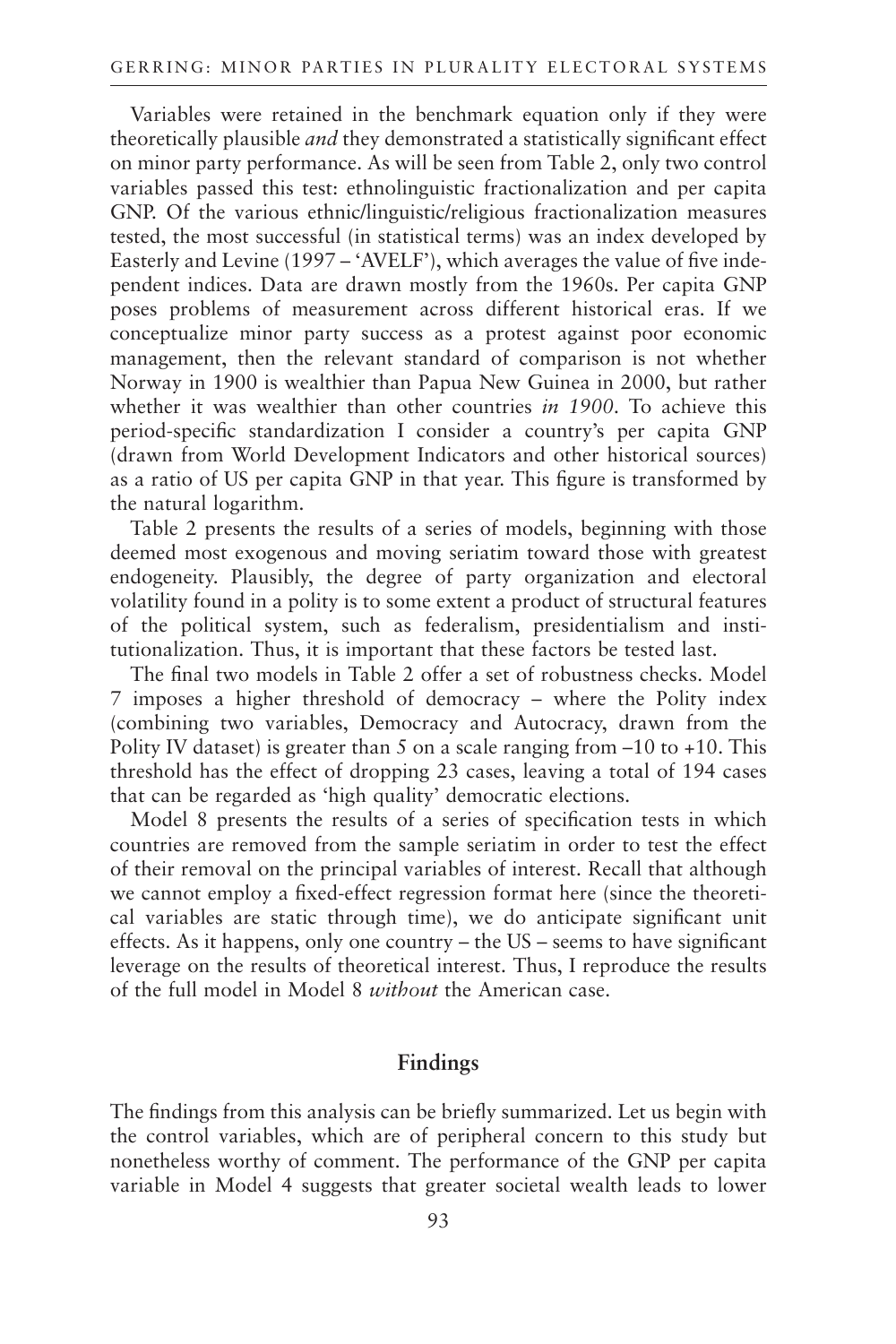Variables were retained in the benchmark equation only if they were theoretically plausible *and* they demonstrated a statistically significant effect on minor party performance. As will be seen from Table 2, only two control variables passed this test: ethnolinguistic fractionalization and per capita GNP. Of the various ethnic/linguistic/religious fractionalization measures tested, the most successful (in statistical terms) was an index developed by Easterly and Levine (1997 – 'AVELF'), which averages the value of five independent indices. Data are drawn mostly from the 1960s. Per capita GNP poses problems of measurement across different historical eras. If we conceptualize minor party success as a protest against poor economic management, then the relevant standard of comparison is not whether Norway in 1900 is wealthier than Papua New Guinea in 2000, but rather whether it was wealthier than other countries *in 1900*. To achieve this period-specific standardization I consider a country's per capita GNP (drawn from World Development Indicators and other historical sources) as a ratio of US per capita GNP in that year. This figure is transformed by the natural logarithm.

Table 2 presents the results of a series of models, beginning with those deemed most exogenous and moving seriatim toward those with greatest endogeneity. Plausibly, the degree of party organization and electoral volatility found in a polity is to some extent a product of structural features of the political system, such as federalism, presidentialism and institutionalization. Thus, it is important that these factors be tested last.

The final two models in Table 2 offer a set of robustness checks. Model 7 imposes a higher threshold of democracy – where the Polity index (combining two variables, Democracy and Autocracy, drawn from the Polity IV dataset) is greater than 5 on a scale ranging from –10 to +10. This threshold has the effect of dropping 23 cases, leaving a total of 194 cases that can be regarded as 'high quality' democratic elections.

Model 8 presents the results of a series of specification tests in which countries are removed from the sample seriatim in order to test the effect of their removal on the principal variables of interest. Recall that although we cannot employ a fixed-effect regression format here (since the theoretical variables are static through time), we do anticipate significant unit effects. As it happens, only one country – the US – seems to have significant leverage on the results of theoretical interest. Thus, I reproduce the results of the full model in Model 8 *without* the American case.

## Findings

The findings from this analysis can be briefly summarized. Let us begin with the control variables, which are of peripheral concern to this study but nonetheless worthy of comment. The performance of the GNP per capita variable in Model 4 suggests that greater societal wealth leads to lower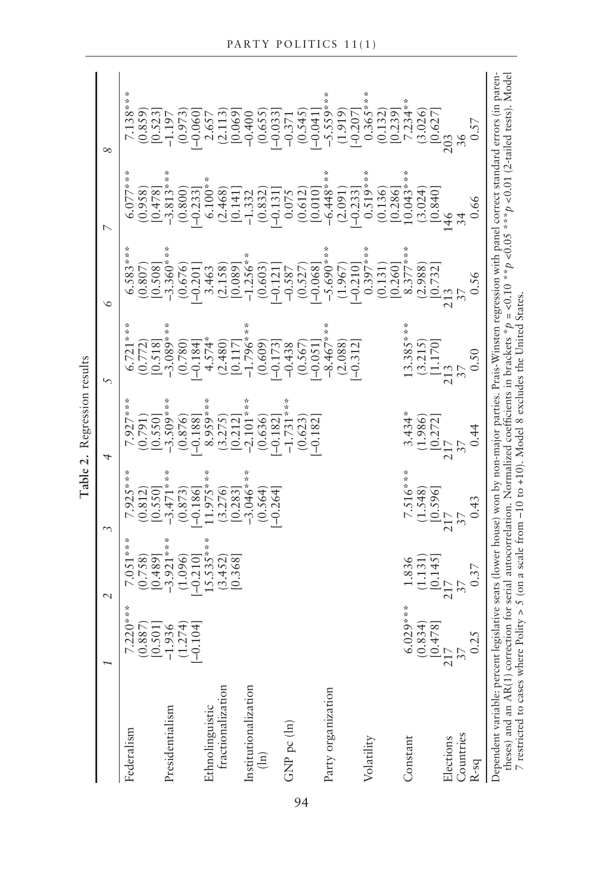**Table 2.** Regression results

| | 1 | 2 | 3 | 4 | 5 | 6 | 7 | 8 |
|---|---|---|---|---|---|---|---|---|
| Federalism | 7.220*** | 7.051*** | 7.925*** | 7.927*** | 6.721*** | 6.583*** | 6.077*** | 7.138*** |
| | (0.887) | (0.758) | (0.812) | (0.791) | (0.772) | (0.807) | (0.958) | (0.859) |
| | [0.501] | [0.489] | [0.550] | [0.550] | [0.518] | [0.508] | [0.478] | [0.523] |
| Presidentialism | –1.936 | –3.921*** | –3.471*** | –3.509*** | –3.089*** | –3.360*** | –3.813*** | –1.197 |
| | (1.274) | (1.096) | (0.873) | (0.876) | (0.780) | (0.676) | (0.800) | (0.973) |
| | [–0.104] | [–0.210] | [–0.186] | [–0.188] | [–0.184] | [–0.201] | [–0.233] | [–0.060] |
| Ethnolinguistic fractionalization | | 15.535*** | 11.975*** | 8.959*** | 4.574* | 3.463 | 6.100** | 2.657 |
| | | (3.452) | (3.276) | (3.275) | (2.480) | (2.158) | (2.468) | (2.113) |
| | | [0.368] | [0.283] | [0.212] | [0.117] | [0.089] | [0.141] | [0.069] |
| Institutionalization (ln) | | | –3.046*** | –2.101*** | –1.796*** | –1.256** | –1.332 | –0.400 |
| | | | (0.564) | (0.636) | (0.609) | (0.603) | (0.832) | (0.655) |
| | | | [–0.264] | [–0.182] | [–0.173] | [–0.121] | [–0.131] | [–0.033] |
| GNP pc (ln) | | | | –1.731*** | –0.438 | –0.587 | 0.075 | –0.371 |
| | | | | (0.623) | (0.567) | (0.527) | (0.612) | (0.545) |
| | | | | [–0.182] | [–0.051] | [–0.068] | [0.010] | [–0.041] |
| Party organization | | | | | –8.467*** | –5.690*** | –6.448*** | –5.559*** |
| | | | | | (2.088) | (1.967) | (2.091) | (1.919) |
| | | | | | [–0.312] | [–0.210] | [–0.233] | [–0.207] |
| Volatility | | | | | | 0.397*** | 0.519*** | 0.365*** |
| | | | | | | (0.131) | (0.136) | (0.132) |
| | | | | | | [0.260] | [0.286] | [0.239] |
| Constant | 6.029*** | 1.836 | 7.516*** | 3.434* | 13.385*** | 8.377*** | 10.043*** | 7.234** |
| | (0.834) | (1.131) | (1.548) | (1.986) | (3.215) | (2.988) | (3.024) | (3.026) |
| | [0.478] | [0.145] | [0.596] | [0.272] | [1.170] | [0.732] | [0.840] | [0.627] |
| Elections | 217 | 217 | 217 | 217 | 213 | 213 | 146 | 203 |
| Countries | 37 | 37 | 37 | 37 | 37 | 37 | 34 | 36 |
| R-sq | 0.25 | 0.37 | 0.43 | 0.44 | 0.50 | 0.56 | 0.66 | 0.57 |

Dependent variable: percent legislative seats (lower house) won by non-major parties. Prais-Winsten regression with panel correct standard errors (in parentheses) and an AR(1) correction for serial autocorrelation. Normalized coefficients in brackets *p = <0.10 **p <0.05 ***p <0.01 (2-tailed tests). Model 7 restricted to cases where Polity > 5 (on a scale from –10 to +10). Model 8 excludes the United States.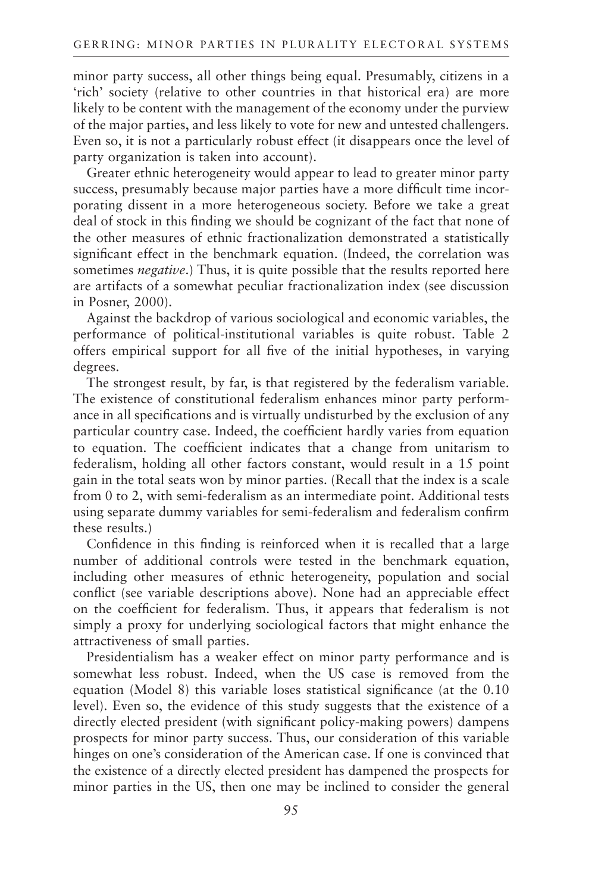minor party success, all other things being equal. Presumably, citizens in a 'rich' society (relative to other countries in that historical era) are more likely to be content with the management of the economy under the purview of the major parties, and less likely to vote for new and untested challengers. Even so, it is not a particularly robust effect (it disappears once the level of party organization is taken into account).

Greater ethnic heterogeneity would appear to lead to greater minor party success, presumably because major parties have a more difficult time incorporating dissent in a more heterogeneous society. Before we take a great deal of stock in this finding we should be cognizant of the fact that none of the other measures of ethnic fractionalization demonstrated a statistically significant effect in the benchmark equation. (Indeed, the correlation was sometimes *negative*.) Thus, it is quite possible that the results reported here are artifacts of a somewhat peculiar fractionalization index (see discussion in Posner, 2000).

Against the backdrop of various sociological and economic variables, the performance of political-institutional variables is quite robust. Table 2 offers empirical support for all five of the initial hypotheses, in varying degrees.

The strongest result, by far, is that registered by the federalism variable. The existence of constitutional federalism enhances minor party performance in all specifications and is virtually undisturbed by the exclusion of any particular country case. Indeed, the coefficient hardly varies from equation to equation. The coefficient indicates that a change from unitarism to federalism, holding all other factors constant, would result in a 15 point gain in the total seats won by minor parties. (Recall that the index is a scale from 0 to 2, with semi-federalism as an intermediate point. Additional tests using separate dummy variables for semi-federalism and federalism confirm these results.)

Confidence in this finding is reinforced when it is recalled that a large number of additional controls were tested in the benchmark equation, including other measures of ethnic heterogeneity, population and social conflict (see variable descriptions above). None had an appreciable effect on the coefficient for federalism. Thus, it appears that federalism is not simply a proxy for underlying sociological factors that might enhance the attractiveness of small parties.

Presidentialism has a weaker effect on minor party performance and is somewhat less robust. Indeed, when the US case is removed from the equation (Model 8) this variable loses statistical significance (at the 0.10 level). Even so, the evidence of this study suggests that the existence of a directly elected president (with significant policy-making powers) dampens prospects for minor party success. Thus, our consideration of this variable hinges on one's consideration of the American case. If one is convinced that the existence of a directly elected president has dampened the prospects for minor parties in the US, then one may be inclined to consider the general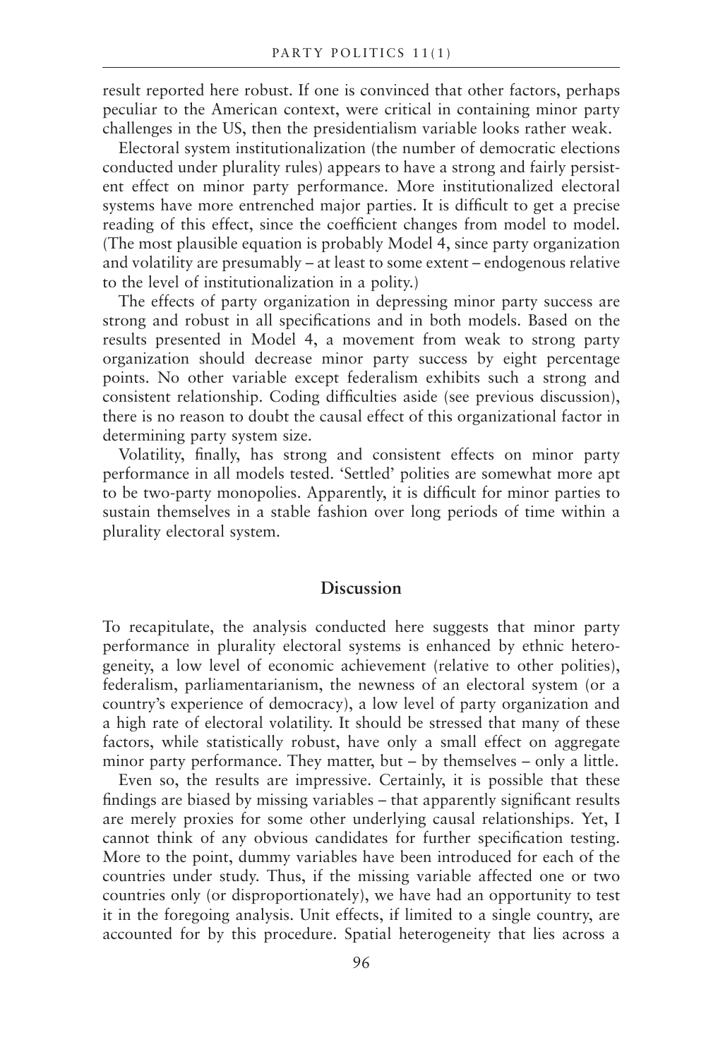result reported here robust. If one is convinced that other factors, perhaps peculiar to the American context, were critical in containing minor party challenges in the US, then the presidentialism variable looks rather weak.

Electoral system institutionalization (the number of democratic elections conducted under plurality rules) appears to have a strong and fairly persistent effect on minor party performance. More institutionalized electoral systems have more entrenched major parties. It is difficult to get a precise reading of this effect, since the coefficient changes from model to model. (The most plausible equation is probably Model 4, since party organization and volatility are presumably – at least to some extent – endogenous relative to the level of institutionalization in a polity.)

The effects of party organization in depressing minor party success are strong and robust in all specifications and in both models. Based on the results presented in Model 4, a movement from weak to strong party organization should decrease minor party success by eight percentage points. No other variable except federalism exhibits such a strong and consistent relationship. Coding difficulties aside (see previous discussion), there is no reason to doubt the causal effect of this organizational factor in determining party system size.

Volatility, finally, has strong and consistent effects on minor party performance in all models tested. 'Settled' polities are somewhat more apt to be two-party monopolies. Apparently, it is difficult for minor parties to sustain themselves in a stable fashion over long periods of time within a plurality electoral system.

## Discussion

To recapitulate, the analysis conducted here suggests that minor party performance in plurality electoral systems is enhanced by ethnic heterogeneity, a low level of economic achievement (relative to other polities), federalism, parliamentarianism, the newness of an electoral system (or a country's experience of democracy), a low level of party organization and a high rate of electoral volatility. It should be stressed that many of these factors, while statistically robust, have only a small effect on aggregate minor party performance. They matter, but – by themselves – only a little.

Even so, the results are impressive. Certainly, it is possible that these findings are biased by missing variables – that apparently significant results are merely proxies for some other underlying causal relationships. Yet, I cannot think of any obvious candidates for further specification testing. More to the point, dummy variables have been introduced for each of the countries under study. Thus, if the missing variable affected one or two countries only (or disproportionately), we have had an opportunity to test it in the foregoing analysis. Unit effects, if limited to a single country, are accounted for by this procedure. Spatial heterogeneity that lies across a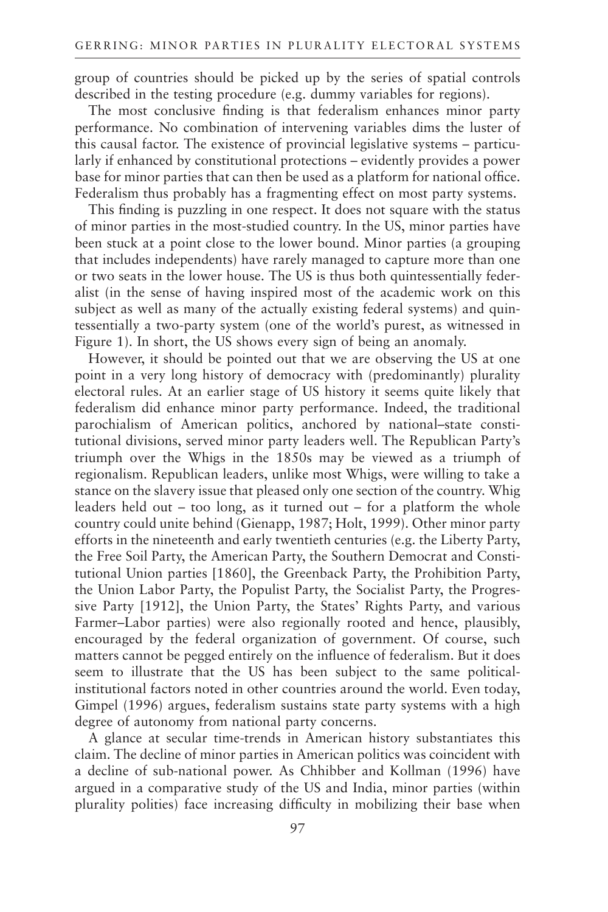group of countries should be picked up by the series of spatial controls described in the testing procedure (e.g. dummy variables for regions).

The most conclusive finding is that federalism enhances minor party performance. No combination of intervening variables dims the luster of this causal factor. The existence of provincial legislative systems – particularly if enhanced by constitutional protections – evidently provides a power base for minor parties that can then be used as a platform for national office. Federalism thus probably has a fragmenting effect on most party systems.

This finding is puzzling in one respect. It does not square with the status of minor parties in the most-studied country. In the US, minor parties have been stuck at a point close to the lower bound. Minor parties (a grouping that includes independents) have rarely managed to capture more than one or two seats in the lower house. The US is thus both quintessentially federalist (in the sense of having inspired most of the academic work on this subject as well as many of the actually existing federal systems) and quintessentially a two-party system (one of the world's purest, as witnessed in Figure 1). In short, the US shows every sign of being an anomaly.

However, it should be pointed out that we are observing the US at one point in a very long history of democracy with (predominantly) plurality electoral rules. At an earlier stage of US history it seems quite likely that federalism did enhance minor party performance. Indeed, the traditional parochialism of American politics, anchored by national–state constitutional divisions, served minor party leaders well. The Republican Party's triumph over the Whigs in the 1850s may be viewed as a triumph of regionalism. Republican leaders, unlike most Whigs, were willing to take a stance on the slavery issue that pleased only one section of the country. Whig leaders held out – too long, as it turned out – for a platform the whole country could unite behind (Gienapp, 1987; Holt, 1999). Other minor party efforts in the nineteenth and early twentieth centuries (e.g. the Liberty Party, the Free Soil Party, the American Party, the Southern Democrat and Constitutional Union parties [1860], the Greenback Party, the Prohibition Party, the Union Labor Party, the Populist Party, the Socialist Party, the Progressive Party [1912], the Union Party, the States' Rights Party, and various Farmer–Labor parties) were also regionally rooted and hence, plausibly, encouraged by the federal organization of government. Of course, such matters cannot be pegged entirely on the influence of federalism. But it does seem to illustrate that the US has been subject to the same political-institutional factors noted in other countries around the world. Even today, Gimpel (1996) argues, federalism sustains state party systems with a high degree of autonomy from national party concerns.

A glance at secular time-trends in American history substantiates this claim. The decline of minor parties in American politics was coincident with a decline of sub-national power. As Chhibber and Kollman (1996) have argued in a comparative study of the US and India, minor parties (within plurality polities) face increasing difficulty in mobilizing their base when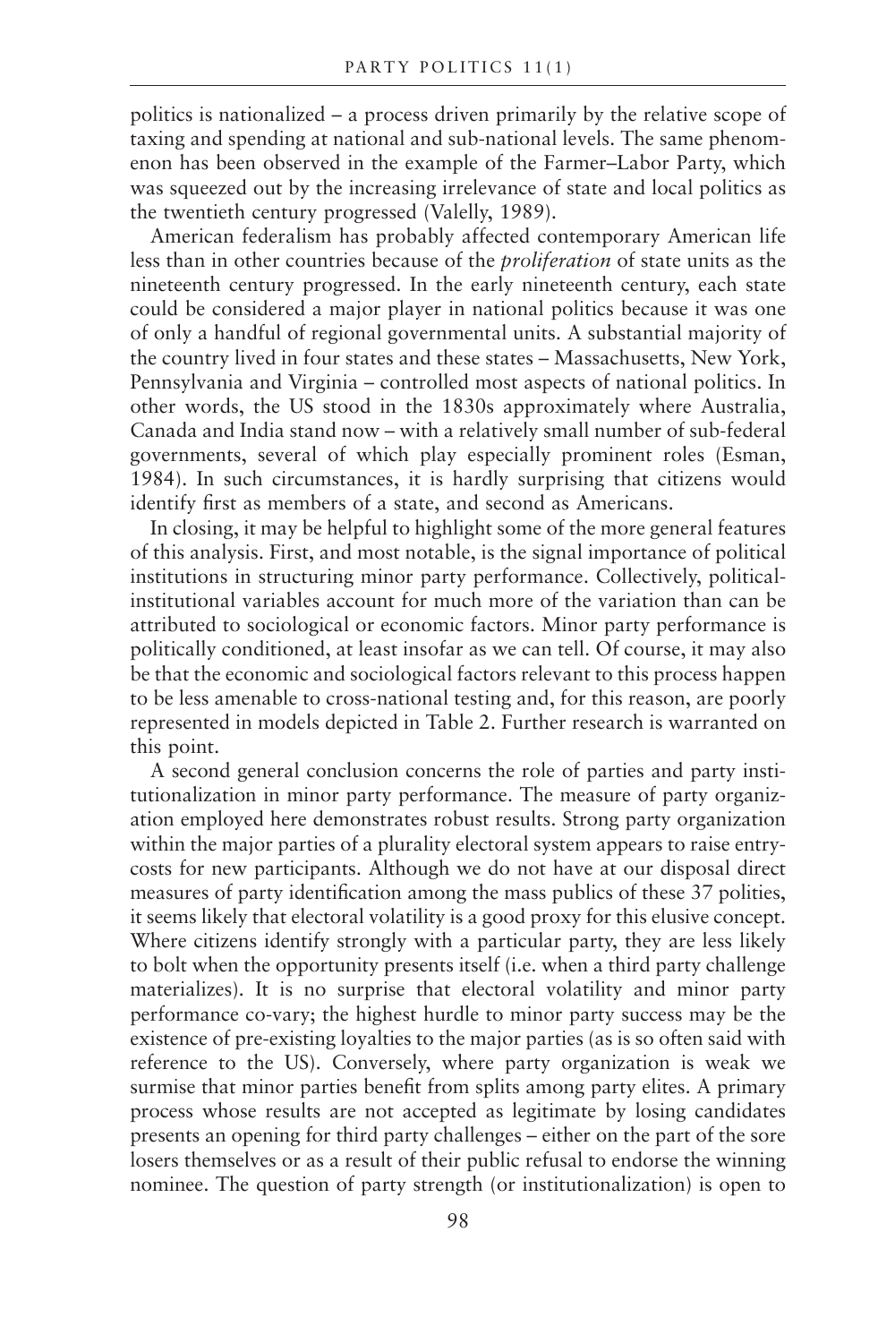politics is nationalized – a process driven primarily by the relative scope of taxing and spending at national and sub-national levels. The same phenomenon has been observed in the example of the Farmer–Labor Party, which was squeezed out by the increasing irrelevance of state and local politics as the twentieth century progressed (Valelly, 1989).

American federalism has probably affected contemporary American life less than in other countries because of the *proliferation* of state units as the nineteenth century progressed. In the early nineteenth century, each state could be considered a major player in national politics because it was one of only a handful of regional governmental units. A substantial majority of the country lived in four states and these states – Massachusetts, New York, Pennsylvania and Virginia – controlled most aspects of national politics. In other words, the US stood in the 1830s approximately where Australia, Canada and India stand now – with a relatively small number of sub-federal governments, several of which play especially prominent roles (Esman, 1984). In such circumstances, it is hardly surprising that citizens would identify first as members of a state, and second as Americans.

In closing, it may be helpful to highlight some of the more general features of this analysis. First, and most notable, is the signal importance of political institutions in structuring minor party performance. Collectively, political-institutional variables account for much more of the variation than can be attributed to sociological or economic factors. Minor party performance is politically conditioned, at least insofar as we can tell. Of course, it may also be that the economic and sociological factors relevant to this process happen to be less amenable to cross-national testing and, for this reason, are poorly represented in models depicted in Table 2. Further research is warranted on this point.

A second general conclusion concerns the role of parties and party institutionalization in minor party performance. The measure of party organization employed here demonstrates robust results. Strong party organization within the major parties of a plurality electoral system appears to raise entry-costs for new participants. Although we do not have at our disposal direct measures of party identification among the mass publics of these 37 polities, it seems likely that electoral volatility is a good proxy for this elusive concept. Where citizens identify strongly with a particular party, they are less likely to bolt when the opportunity presents itself (i.e. when a third party challenge materializes). It is no surprise that electoral volatility and minor party performance co-vary; the highest hurdle to minor party success may be the existence of pre-existing loyalties to the major parties (as is so often said with reference to the US). Conversely, where party organization is weak we surmise that minor parties benefit from splits among party elites. A primary process whose results are not accepted as legitimate by losing candidates presents an opening for third party challenges – either on the part of the sore losers themselves or as a result of their public refusal to endorse the winning nominee. The question of party strength (or institutionalization) is open to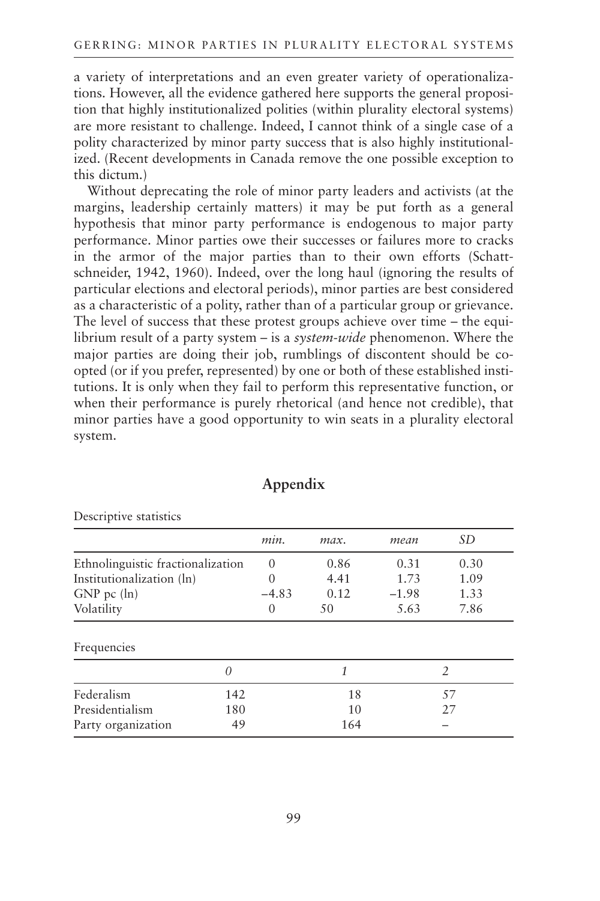a variety of interpretations and an even greater variety of operationalizations. However, all the evidence gathered here supports the general proposition that highly institutionalized polities (within plurality electoral systems) are more resistant to challenge. Indeed, I cannot think of a single case of a polity characterized by minor party success that is also highly institutionalized. (Recent developments in Canada remove the one possible exception to this dictum.)

Without deprecating the role of minor party leaders and activists (at the margins, leadership certainly matters) it may be put forth as a general hypothesis that minor party performance is endogenous to major party performance. Minor parties owe their successes or failures more to cracks in the armor of the major parties than to their own efforts (Schattschneider, 1942, 1960). Indeed, over the long haul (ignoring the results of particular elections and electoral periods), minor parties are best considered as a characteristic of a polity, rather than of a particular group or grievance. The level of success that these protest groups achieve over time – the equilibrium result of a party system – is a *system-wide* phenomenon. Where the major parties are doing their job, rumblings of discontent should be coopted (or if you prefer, represented) by one or both of these established institutions. It is only when they fail to perform this representative function, or when their performance is purely rhetorical (and hence not credible), that minor parties have a good opportunity to win seats in a plurality electoral system.

## Appendix

Descriptive statistics

| | *min.* | *max.* | *mean* | *SD* |
|---|---|---|---|---|
| Ethnolinguistic fractionalization | 0 | 0.86 | 0.31 | 0.30 |
| Institutionalization (ln) | 0 | 4.41 | 1.73 | 1.09 |
| GNP pc (ln) | –4.83 | 0.12 | –1.98 | 1.33 |
| Volatility | 0 | 50 | 5.63 | 7.86 |

Frequencies

| | *0* | *1* | *2* |
|---|---|---|---|
| Federalism | 142 | 18 | 57 |
| Presidentialism | 180 | 10 | 27 |
| Party organization | 49 | 164 | – |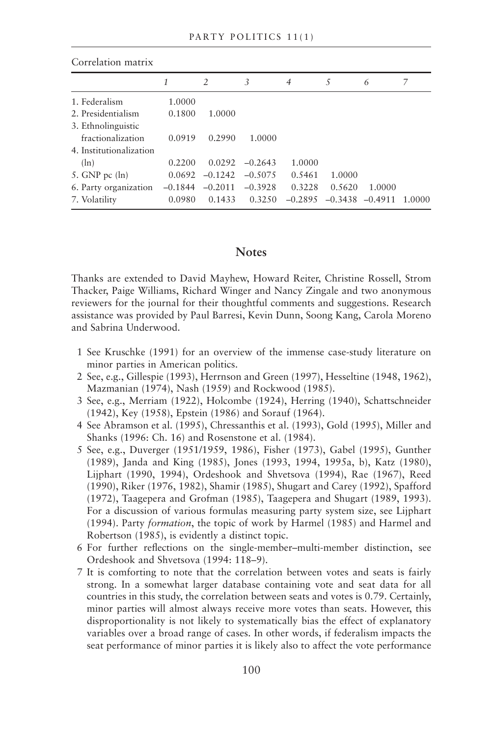Correlation matrix

| | 1 | 2 | 3 | 4 | 5 | 6 | 7 |
|---|---|---|---|---|---|---|---|
| 1. Federalism | 1.0000 | | | | | | |
| 2. Presidentialism | 0.1800 | 1.0000 | | | | | |
| 3. Ethnolinguistic fractionalization | 0.0919 | 0.2990 | 1.0000 | | | | |
| 4. Institutionalization (ln) | 0.2200 | 0.0292 | –0.2643 | 1.0000 | | | |
| 5. GNP pc (ln) | 0.0692 | –0.1242 | –0.5075 | 0.5461 | 1.0000 | | |
| 6. Party organization | –0.1844 | –0.2011 | –0.3928 | 0.3228 | 0.5620 | 1.0000 | |
| 7. Volatility | 0.0980 | 0.1433 | 0.3250 | –0.2895 | –0.3438 | –0.4911 | 1.0000 |

## Notes

Thanks are extended to David Mayhew, Howard Reiter, Christine Rossell, Strom Thacker, Paige Williams, Richard Winger and Nancy Zingale and two anonymous reviewers for the journal for their thoughtful comments and suggestions. Research assistance was provided by Paul Barresi, Kevin Dunn, Soong Kang, Carola Moreno and Sabrina Underwood.

1 See Kruschke (1991) for an overview of the immense case-study literature on minor parties in American politics.

2 See, e.g., Gillespie (1993), Herrnson and Green (1997), Hesseltine (1948, 1962), Mazmanian (1974), Nash (1959) and Rockwood (1985).

3 See, e.g., Merriam (1922), Holcombe (1924), Herring (1940), Schattschneider (1942), Key (1958), Epstein (1986) and Sorauf (1964).

4 See Abramson et al. (1995), Chressanthis et al. (1993), Gold (1995), Miller and Shanks (1996: Ch. 16) and Rosenstone et al. (1984).

5 See, e.g., Duverger (1951/1959, 1986), Fisher (1973), Gabel (1995), Gunther (1989), Janda and King (1985), Jones (1993, 1994, 1995a, b), Katz (1980), Lijphart (1990, 1994), Ordeshook and Shvetsova (1994), Rae (1967), Reed (1990), Riker (1976, 1982), Shamir (1985), Shugart and Carey (1992), Spafford (1972), Taagepera and Grofman (1985), Taagepera and Shugart (1989, 1993). For a discussion of various formulas measuring party system size, see Lijphart (1994). Party *formation*, the topic of work by Harmel (1985) and Harmel and Robertson (1985), is evidently a distinct topic.

6 For further reflections on the single-member–multi-member distinction, see Ordeshook and Shvetsova (1994: 118–9).

7 It is comforting to note that the correlation between votes and seats is fairly strong. In a somewhat larger database containing vote and seat data for all countries in this study, the correlation between seats and votes is 0.79. Certainly, minor parties will almost always receive more votes than seats. However, this disproportionality is not likely to systematically bias the effect of explanatory variables over a broad range of cases. In other words, if federalism impacts the seat performance of minor parties it is likely also to affect the vote performance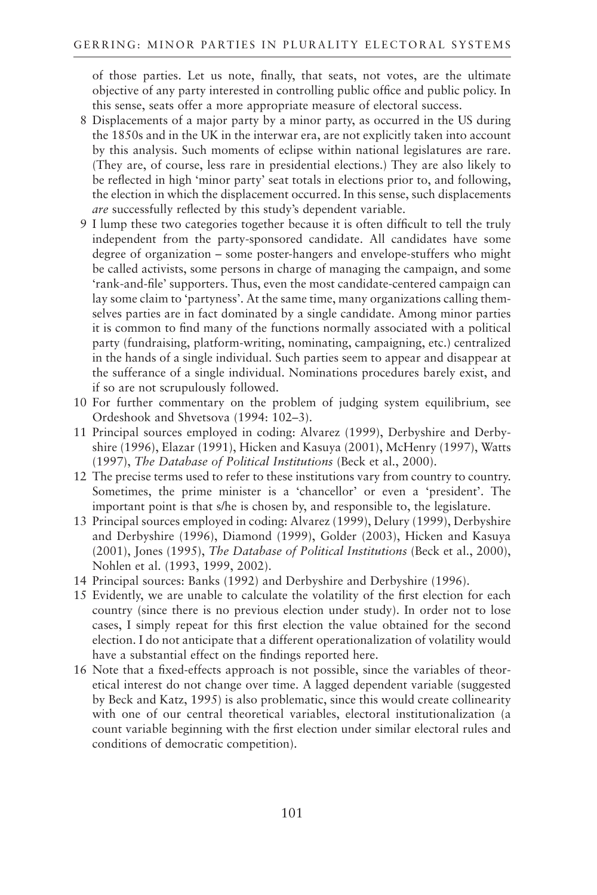of those parties. Let us note, finally, that seats, not votes, are the ultimate objective of any party interested in controlling public office and public policy. In this sense, seats offer a more appropriate measure of electoral success.

8 Displacements of a major party by a minor party, as occurred in the US during the 1850s and in the UK in the interwar era, are not explicitly taken into account by this analysis. Such moments of eclipse within national legislatures are rare. (They are, of course, less rare in presidential elections.) They are also likely to be reflected in high 'minor party' seat totals in elections prior to, and following, the election in which the displacement occurred. In this sense, such displacements *are* successfully reflected by this study's dependent variable.

9 I lump these two categories together because it is often difficult to tell the truly independent from the party-sponsored candidate. All candidates have some degree of organization – some poster-hangers and envelope-stuffers who might be called activists, some persons in charge of managing the campaign, and some 'rank-and-file' supporters. Thus, even the most candidate-centered campaign can lay some claim to 'partyness'. At the same time, many organizations calling themselves parties are in fact dominated by a single candidate. Among minor parties it is common to find many of the functions normally associated with a political party (fundraising, platform-writing, nominating, campaigning, etc.) centralized in the hands of a single individual. Such parties seem to appear and disappear at the sufferance of a single individual. Nominations procedures barely exist, and if so are not scrupulously followed.

10 For further commentary on the problem of judging system equilibrium, see Ordeshook and Shvetsova (1994: 102–3).

11 Principal sources employed in coding: Alvarez (1999), Derbyshire and Derbyshire (1996), Elazar (1991), Hicken and Kasuya (2001), McHenry (1997), Watts (1997), *The Database of Political Institutions* (Beck et al., 2000).

12 The precise terms used to refer to these institutions vary from country to country. Sometimes, the prime minister is a 'chancellor' or even a 'president'. The important point is that s/he is chosen by, and responsible to, the legislature.

13 Principal sources employed in coding: Alvarez (1999), Delury (1999), Derbyshire and Derbyshire (1996), Diamond (1999), Golder (2003), Hicken and Kasuya (2001), Jones (1995), *The Database of Political Institutions* (Beck et al., 2000), Nohlen et al. (1993, 1999, 2002).

14 Principal sources: Banks (1992) and Derbyshire and Derbyshire (1996).

15 Evidently, we are unable to calculate the volatility of the first election for each country (since there is no previous election under study). In order not to lose cases, I simply repeat for this first election the value obtained for the second election. I do not anticipate that a different operationalization of volatility would have a substantial effect on the findings reported here.

16 Note that a fixed-effects approach is not possible, since the variables of theoretical interest do not change over time. A lagged dependent variable (suggested by Beck and Katz, 1995) is also problematic, since this would create collinearity with one of our central theoretical variables, electoral institutionalization (a count variable beginning with the first election under similar electoral rules and conditions of democratic competition).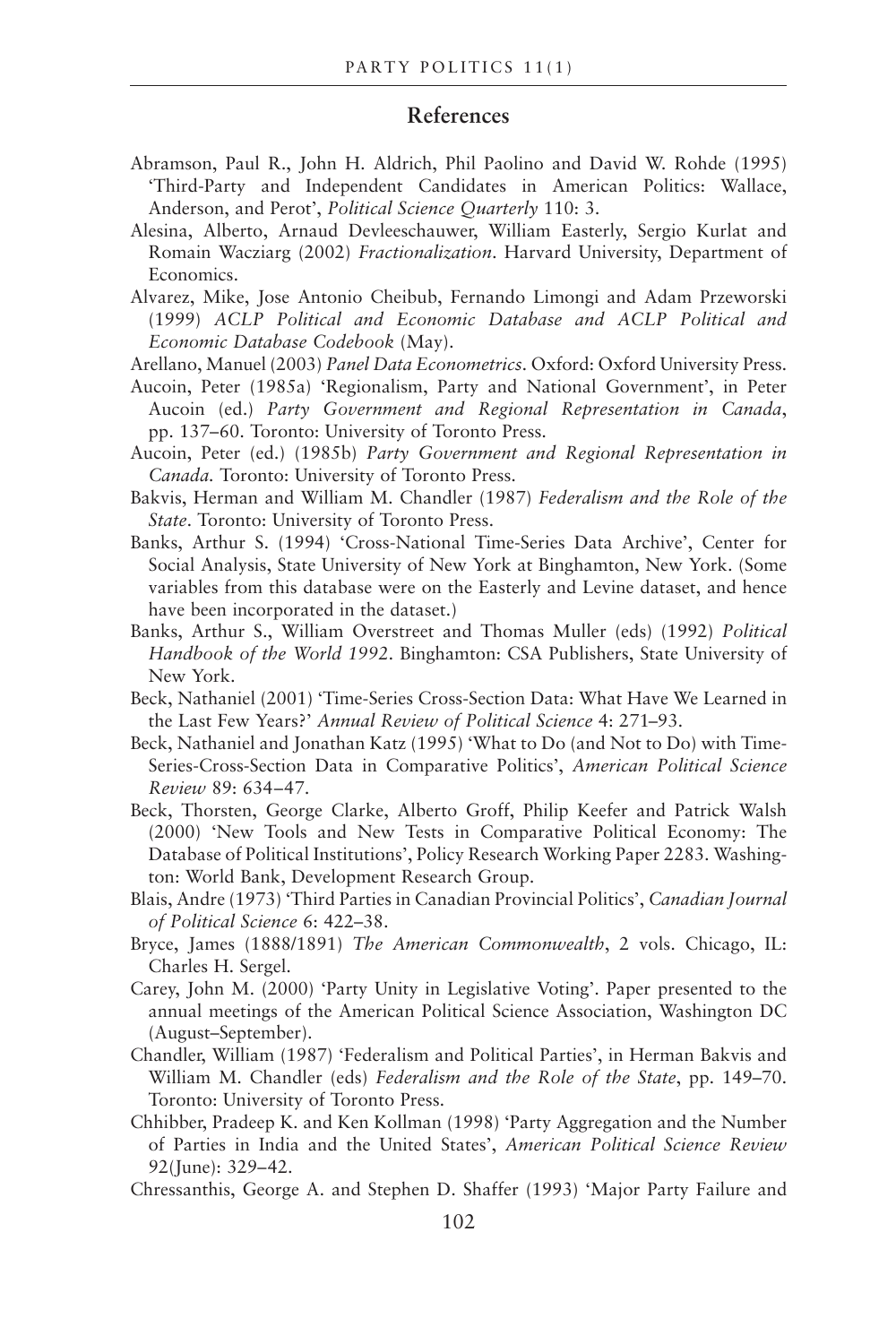## References

Abramson, Paul R., John H. Aldrich, Phil Paolino and David W. Rohde (1995) 'Third-Party and Independent Candidates in American Politics: Wallace, Anderson, and Perot', *Political Science Quarterly* 110: 3.

Alesina, Alberto, Arnaud Devleeschauwer, William Easterly, Sergio Kurlat and Romain Wacziarg (2002) *Fractionalization*. Harvard University, Department of Economics.

Alvarez, Mike, Jose Antonio Cheibub, Fernando Limongi and Adam Przeworski (1999) *ACLP Political and Economic Database and ACLP Political and Economic Database Codebook* (May).

Arellano, Manuel (2003) *Panel Data Econometrics*. Oxford: Oxford University Press.

Aucoin, Peter (1985a) 'Regionalism, Party and National Government', in Peter Aucoin (ed.) *Party Government and Regional Representation in Canada*, pp. 137–60. Toronto: University of Toronto Press.

Aucoin, Peter (ed.) (1985b) *Party Government and Regional Representation in Canada*. Toronto: University of Toronto Press.

Bakvis, Herman and William M. Chandler (1987) *Federalism and the Role of the State*. Toronto: University of Toronto Press.

Banks, Arthur S. (1994) 'Cross-National Time-Series Data Archive', Center for Social Analysis, State University of New York at Binghamton, New York. (Some variables from this database were on the Easterly and Levine dataset, and hence have been incorporated in the dataset.)

Banks, Arthur S., William Overstreet and Thomas Muller (eds) (1992) *Political Handbook of the World 1992*. Binghamton: CSA Publishers, State University of New York.

Beck, Nathaniel (2001) 'Time-Series Cross-Section Data: What Have We Learned in the Last Few Years?' *Annual Review of Political Science* 4: 271–93.

Beck, Nathaniel and Jonathan Katz (1995) 'What to Do (and Not to Do) with Time-Series-Cross-Section Data in Comparative Politics', *American Political Science Review* 89: 634–47.

Beck, Thorsten, George Clarke, Alberto Groff, Philip Keefer and Patrick Walsh (2000) 'New Tools and New Tests in Comparative Political Economy: The Database of Political Institutions', Policy Research Working Paper 2283. Washington: World Bank, Development Research Group.

Blais, Andre (1973) 'Third Parties in Canadian Provincial Politics', *Canadian Journal of Political Science* 6: 422–38.

Bryce, James (1888/1891) *The American Commonwealth*, 2 vols. Chicago, IL: Charles H. Sergel.

Carey, John M. (2000) 'Party Unity in Legislative Voting'. Paper presented to the annual meetings of the American Political Science Association, Washington DC (August–September).

Chandler, William (1987) 'Federalism and Political Parties', in Herman Bakvis and William M. Chandler (eds) *Federalism and the Role of the State*, pp. 149–70. Toronto: University of Toronto Press.

Chhibber, Pradeep K. and Ken Kollman (1998) 'Party Aggregation and the Number of Parties in India and the United States', *American Political Science Review* 92(June): 329–42.

Chressanthis, George A. and Stephen D. Shaffer (1993) 'Major Party Failure and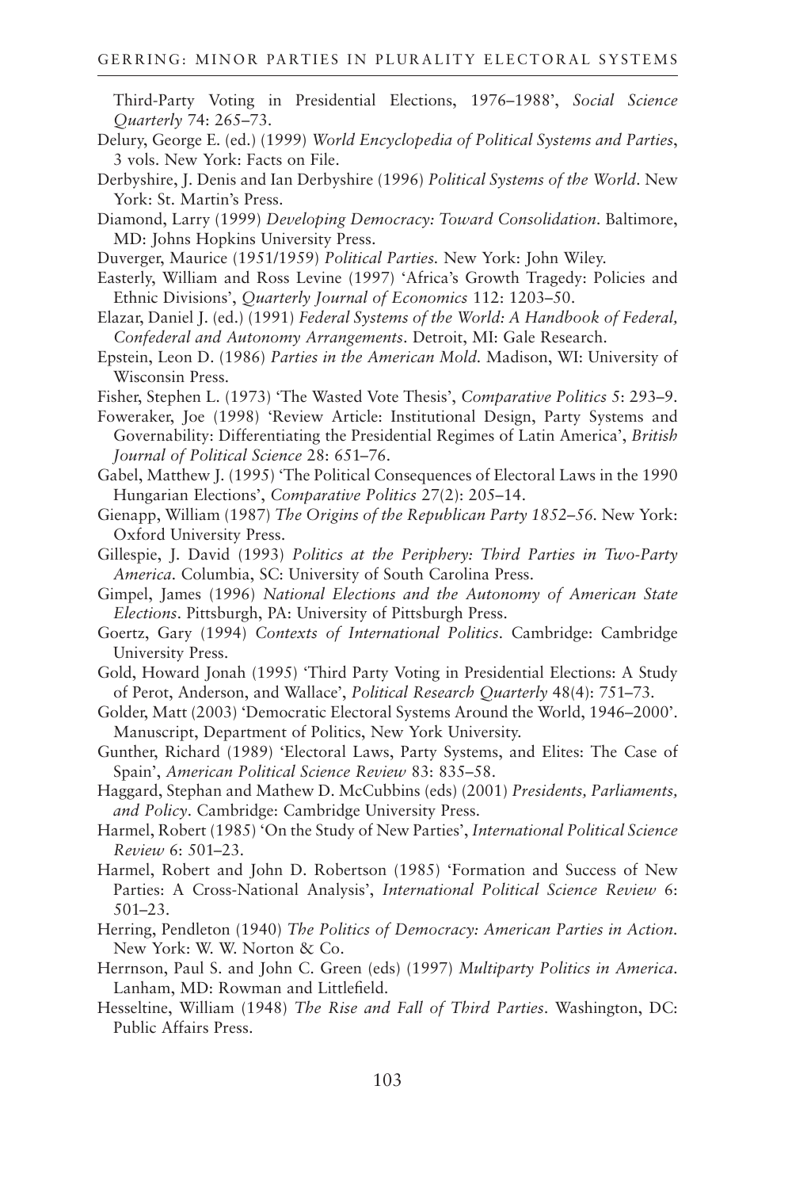Third-Party Voting in Presidential Elections, 1976–1988', *Social Science Quarterly* 74: 265–73.

Delury, George E. (ed.) (1999) *World Encyclopedia of Political Systems and Parties*, 3 vols. New York: Facts on File.

Derbyshire, J. Denis and Ian Derbyshire (1996) *Political Systems of the World*. New York: St. Martin's Press.

Diamond, Larry (1999) *Developing Democracy: Toward Consolidation*. Baltimore, MD: Johns Hopkins University Press.

Duverger, Maurice (1951/1959) *Political Parties*. New York: John Wiley.

Easterly, William and Ross Levine (1997) 'Africa's Growth Tragedy: Policies and Ethnic Divisions', *Quarterly Journal of Economics* 112: 1203–50.

Elazar, Daniel J. (ed.) (1991) *Federal Systems of the World: A Handbook of Federal, Confederal and Autonomy Arrangements*. Detroit, MI: Gale Research.

Epstein, Leon D. (1986) *Parties in the American Mold*. Madison, WI: University of Wisconsin Press.

Fisher, Stephen L. (1973) 'The Wasted Vote Thesis', *Comparative Politics* 5: 293–9.

Foweraker, Joe (1998) 'Review Article: Institutional Design, Party Systems and Governability: Differentiating the Presidential Regimes of Latin America', *British Journal of Political Science* 28: 651–76.

Gabel, Matthew J. (1995) 'The Political Consequences of Electoral Laws in the 1990 Hungarian Elections', *Comparative Politics* 27(2): 205–14.

Gienapp, William (1987) *The Origins of the Republican Party 1852–56*. New York: Oxford University Press.

Gillespie, J. David (1993) *Politics at the Periphery: Third Parties in Two-Party America*. Columbia, SC: University of South Carolina Press.

Gimpel, James (1996) *National Elections and the Autonomy of American State Elections*. Pittsburgh, PA: University of Pittsburgh Press.

Goertz, Gary (1994) *Contexts of International Politics*. Cambridge: Cambridge University Press.

Gold, Howard Jonah (1995) 'Third Party Voting in Presidential Elections: A Study of Perot, Anderson, and Wallace', *Political Research Quarterly* 48(4): 751–73.

Golder, Matt (2003) 'Democratic Electoral Systems Around the World, 1946–2000'. Manuscript, Department of Politics, New York University.

Gunther, Richard (1989) 'Electoral Laws, Party Systems, and Elites: The Case of Spain', *American Political Science Review* 83: 835–58.

Haggard, Stephan and Mathew D. McCubbins (eds) (2001) *Presidents, Parliaments, and Policy*. Cambridge: Cambridge University Press.

Harmel, Robert (1985) 'On the Study of New Parties', *International Political Science Review* 6: 501–23.

Harmel, Robert and John D. Robertson (1985) 'Formation and Success of New Parties: A Cross-National Analysis', *International Political Science Review* 6: 501–23.

Herring, Pendleton (1940) *The Politics of Democracy: American Parties in Action*. New York: W. W. Norton & Co.

Herrnson, Paul S. and John C. Green (eds) (1997) *Multiparty Politics in America*. Lanham, MD: Rowman and Littlefield.

Hesseltine, William (1948) *The Rise and Fall of Third Parties*. Washington, DC: Public Affairs Press.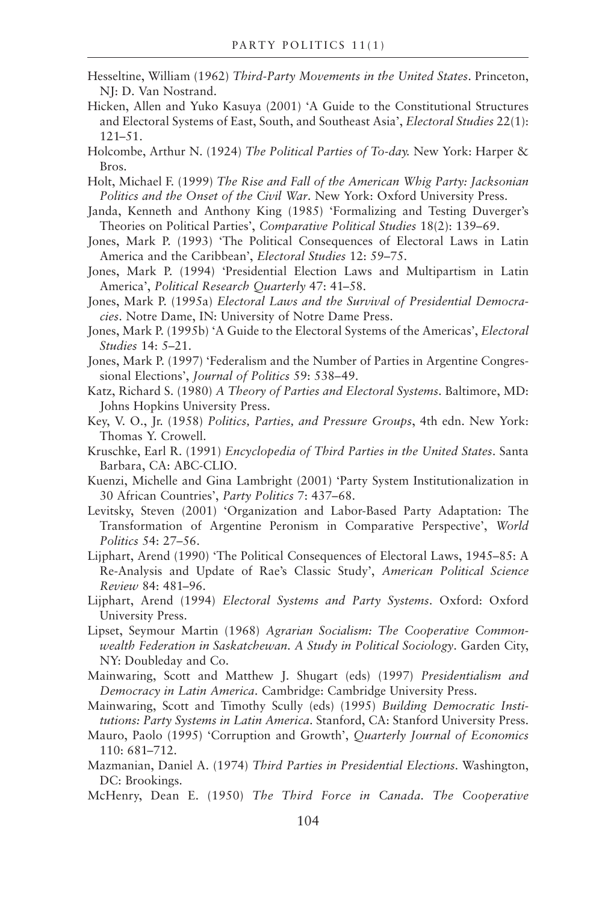Hesseltine, William (1962) *Third-Party Movements in the United States*. Princeton, NJ: D. Van Nostrand.

Hicken, Allen and Yuko Kasuya (2001) 'A Guide to the Constitutional Structures and Electoral Systems of East, South, and Southeast Asia', *Electoral Studies* 22(1): 121–51.

Holcombe, Arthur N. (1924) *The Political Parties of To-day.* New York: Harper & Bros.

Holt, Michael F. (1999) *The Rise and Fall of the American Whig Party: Jacksonian Politics and the Onset of the Civil War*. New York: Oxford University Press.

Janda, Kenneth and Anthony King (1985) 'Formalizing and Testing Duverger's Theories on Political Parties', *Comparative Political Studies* 18(2): 139–69.

Jones, Mark P. (1993) 'The Political Consequences of Electoral Laws in Latin America and the Caribbean', *Electoral Studies* 12: 59–75.

Jones, Mark P. (1994) 'Presidential Election Laws and Multipartism in Latin America', *Political Research Quarterly* 47: 41–58.

Jones, Mark P. (1995a) *Electoral Laws and the Survival of Presidential Democracies*. Notre Dame, IN: University of Notre Dame Press.

Jones, Mark P. (1995b) 'A Guide to the Electoral Systems of the Americas', *Electoral Studies* 14: 5–21.

Jones, Mark P. (1997) 'Federalism and the Number of Parties in Argentine Congressional Elections', *Journal of Politics* 59: 538–49.

Katz, Richard S. (1980) *A Theory of Parties and Electoral Systems*. Baltimore, MD: Johns Hopkins University Press.

Key, V. O., Jr. (1958) *Politics, Parties, and Pressure Groups*, 4th edn. New York: Thomas Y. Crowell.

Kruschke, Earl R. (1991) *Encyclopedia of Third Parties in the United States*. Santa Barbara, CA: ABC-CLIO.

Kuenzi, Michelle and Gina Lambright (2001) 'Party System Institutionalization in 30 African Countries', *Party Politics* 7: 437–68.

Levitsky, Steven (2001) 'Organization and Labor-Based Party Adaptation: The Transformation of Argentine Peronism in Comparative Perspective', *World Politics* 54: 27–56.

Lijphart, Arend (1990) 'The Political Consequences of Electoral Laws, 1945–85: A Re-Analysis and Update of Rae's Classic Study', *American Political Science Review* 84: 481–96.

Lijphart, Arend (1994) *Electoral Systems and Party Systems*. Oxford: Oxford University Press.

Lipset, Seymour Martin (1968) *Agrarian Socialism: The Cooperative Commonwealth Federation in Saskatchewan. A Study in Political Sociology*. Garden City, NY: Doubleday and Co.

Mainwaring, Scott and Matthew J. Shugart (eds) (1997) *Presidentialism and Democracy in Latin America*. Cambridge: Cambridge University Press.

Mainwaring, Scott and Timothy Scully (eds) (1995) *Building Democratic Institutions: Party Systems in Latin America*. Stanford, CA: Stanford University Press.

Mauro, Paolo (1995) 'Corruption and Growth', *Quarterly Journal of Economics* 110: 681–712.

Mazmanian, Daniel A. (1974) *Third Parties in Presidential Elections*. Washington, DC: Brookings.

McHenry, Dean E. (1950) *The Third Force in Canada. The Cooperative*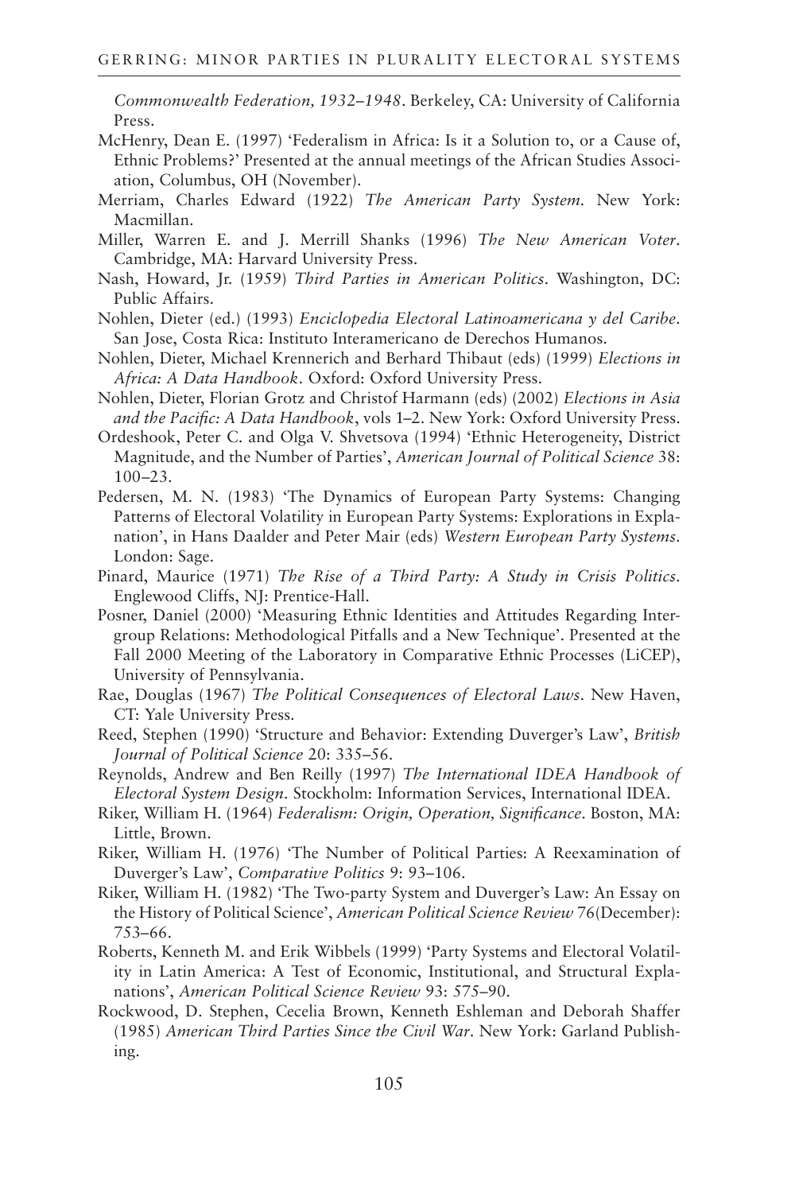*Commonwealth Federation, 1932–1948*. Berkeley, CA: University of California Press.

McHenry, Dean E. (1997) 'Federalism in Africa: Is it a Solution to, or a Cause of, Ethnic Problems?' Presented at the annual meetings of the African Studies Association, Columbus, OH (November).

Merriam, Charles Edward (1922) *The American Party System*. New York: Macmillan.

Miller, Warren E. and J. Merrill Shanks (1996) *The New American Voter*. Cambridge, MA: Harvard University Press.

Nash, Howard, Jr. (1959) *Third Parties in American Politics*. Washington, DC: Public Affairs.

Nohlen, Dieter (ed.) (1993) *Enciclopedia Electoral Latinoamericana y del Caribe*. San Jose, Costa Rica: Instituto Interamericano de Derechos Humanos.

Nohlen, Dieter, Michael Krennerich and Berhard Thibaut (eds) (1999) *Elections in Africa: A Data Handbook*. Oxford: Oxford University Press.

Nohlen, Dieter, Florian Grotz and Christof Harmann (eds) (2002) *Elections in Asia and the Pacific: A Data Handbook*, vols 1–2. New York: Oxford University Press.

Ordeshook, Peter C. and Olga V. Shvetsova (1994) 'Ethnic Heterogeneity, District Magnitude, and the Number of Parties', *American Journal of Political Science* 38: 100–23.

Pedersen, M. N. (1983) 'The Dynamics of European Party Systems: Changing Patterns of Electoral Volatility in European Party Systems: Explorations in Explanation', in Hans Daalder and Peter Mair (eds) *Western European Party Systems*. London: Sage.

Pinard, Maurice (1971) *The Rise of a Third Party: A Study in Crisis Politics*. Englewood Cliffs, NJ: Prentice-Hall.

Posner, Daniel (2000) 'Measuring Ethnic Identities and Attitudes Regarding Intergroup Relations: Methodological Pitfalls and a New Technique'. Presented at the Fall 2000 Meeting of the Laboratory in Comparative Ethnic Processes (LiCEP), University of Pennsylvania.

Rae, Douglas (1967) *The Political Consequences of Electoral Laws*. New Haven, CT: Yale University Press.

Reed, Stephen (1990) 'Structure and Behavior: Extending Duverger's Law', *British Journal of Political Science* 20: 335–56.

Reynolds, Andrew and Ben Reilly (1997) *The International IDEA Handbook of Electoral System Design*. Stockholm: Information Services, International IDEA.

Riker, William H. (1964) *Federalism: Origin, Operation, Significance*. Boston, MA: Little, Brown.

Riker, William H. (1976) 'The Number of Political Parties: A Reexamination of Duverger's Law', *Comparative Politics* 9: 93–106.

Riker, William H. (1982) 'The Two-party System and Duverger's Law: An Essay on the History of Political Science', *American Political Science Review* 76(December): 753–66.

Roberts, Kenneth M. and Erik Wibbels (1999) 'Party Systems and Electoral Volatility in Latin America: A Test of Economic, Institutional, and Structural Explanations', *American Political Science Review* 93: 575–90.

Rockwood, D. Stephen, Cecelia Brown, Kenneth Eshleman and Deborah Shaffer (1985) *American Third Parties Since the Civil War*. New York: Garland Publishing.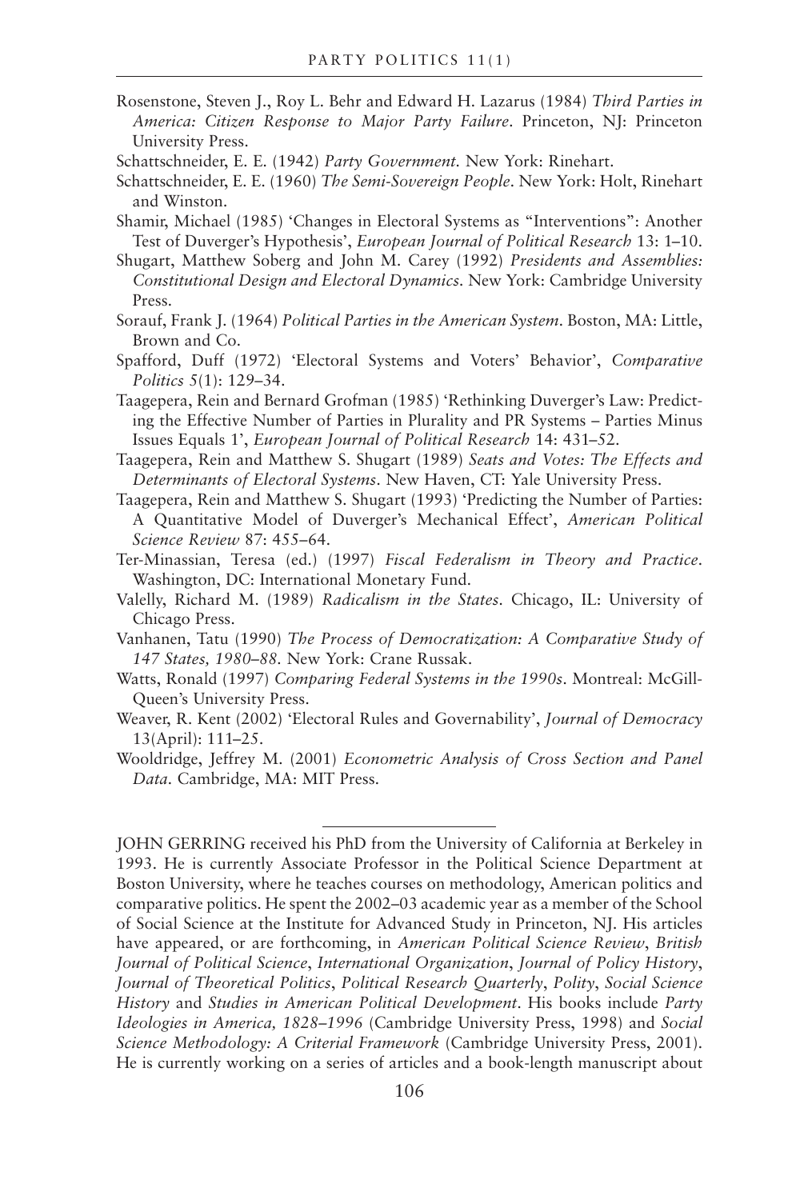Rosenstone, Steven J., Roy L. Behr and Edward H. Lazarus (1984) *Third Parties in America: Citizen Response to Major Party Failure*. Princeton, NJ: Princeton University Press.

Schattschneider, E. E. (1942) *Party Government*. New York: Rinehart.

Schattschneider, E. E. (1960) *The Semi-Sovereign People*. New York: Holt, Rinehart and Winston.

Shamir, Michael (1985) 'Changes in Electoral Systems as "Interventions": Another Test of Duverger's Hypothesis', *European Journal of Political Research* 13: 1–10.

Shugart, Matthew Soberg and John M. Carey (1992) *Presidents and Assemblies: Constitutional Design and Electoral Dynamics*. New York: Cambridge University Press.

Sorauf, Frank J. (1964) *Political Parties in the American System*. Boston, MA: Little, Brown and Co.

Spafford, Duff (1972) 'Electoral Systems and Voters' Behavior', *Comparative Politics* 5(1): 129–34.

Taagepera, Rein and Bernard Grofman (1985) 'Rethinking Duverger's Law: Predicting the Effective Number of Parties in Plurality and PR Systems – Parties Minus Issues Equals 1', *European Journal of Political Research* 14: 431–52.

Taagepera, Rein and Matthew S. Shugart (1989) *Seats and Votes: The Effects and Determinants of Electoral Systems*. New Haven, CT: Yale University Press.

Taagepera, Rein and Matthew S. Shugart (1993) 'Predicting the Number of Parties: A Quantitative Model of Duverger's Mechanical Effect', *American Political Science Review* 87: 455–64.

Ter-Minassian, Teresa (ed.) (1997) *Fiscal Federalism in Theory and Practice*. Washington, DC: International Monetary Fund.

Valelly, Richard M. (1989) *Radicalism in the States*. Chicago, IL: University of Chicago Press.

Vanhanen, Tatu (1990) *The Process of Democratization: A Comparative Study of 147 States, 1980–88*. New York: Crane Russak.

Watts, Ronald (1997) *Comparing Federal Systems in the 1990s*. Montreal: McGill-Queen's University Press.

Weaver, R. Kent (2002) 'Electoral Rules and Governability', *Journal of Democracy* 13(April): 111–25.

Wooldridge, Jeffrey M. (2001) *Econometric Analysis of Cross Section and Panel Data*. Cambridge, MA: MIT Press.

---

JOHN GERRING received his PhD from the University of California at Berkeley in 1993. He is currently Associate Professor in the Political Science Department at Boston University, where he teaches courses on methodology, American politics and comparative politics. He spent the 2002–03 academic year as a member of the School of Social Science at the Institute for Advanced Study in Princeton, NJ. His articles have appeared, or are forthcoming, in *American Political Science Review*, *British Journal of Political Science*, *International Organization*, *Journal of Policy History*, *Journal of Theoretical Politics*, *Political Research Quarterly*, *Polity*, *Social Science History* and *Studies in American Political Development*. His books include *Party Ideologies in America, 1828–1996* (Cambridge University Press, 1998) and *Social Science Methodology: A Criterial Framework* (Cambridge University Press, 2001). He is currently working on a series of articles and a book-length manuscript about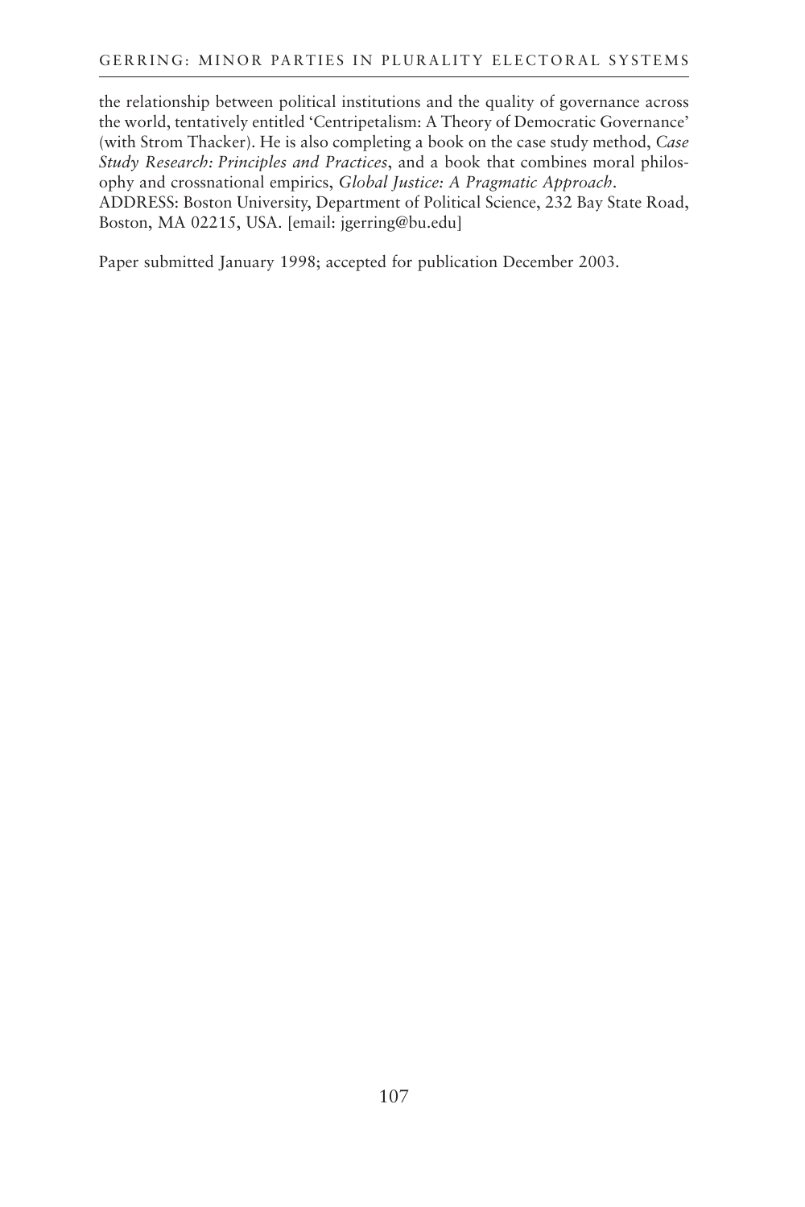the relationship between political institutions and the quality of governance across the world, tentatively entitled 'Centripetalism: A Theory of Democratic Governance' (with Strom Thacker). He is also completing a book on the case study method, *Case Study Research: Principles and Practices*, and a book that combines moral philosophy and crossnational empirics, *Global Justice: A Pragmatic Approach*.
ADDRESS: Boston University, Department of Political Science, 232 Bay State Road, Boston, MA 02215, USA. [email: jgerring@bu.edu]

Paper submitted January 1998; accepted for publication December 2003.